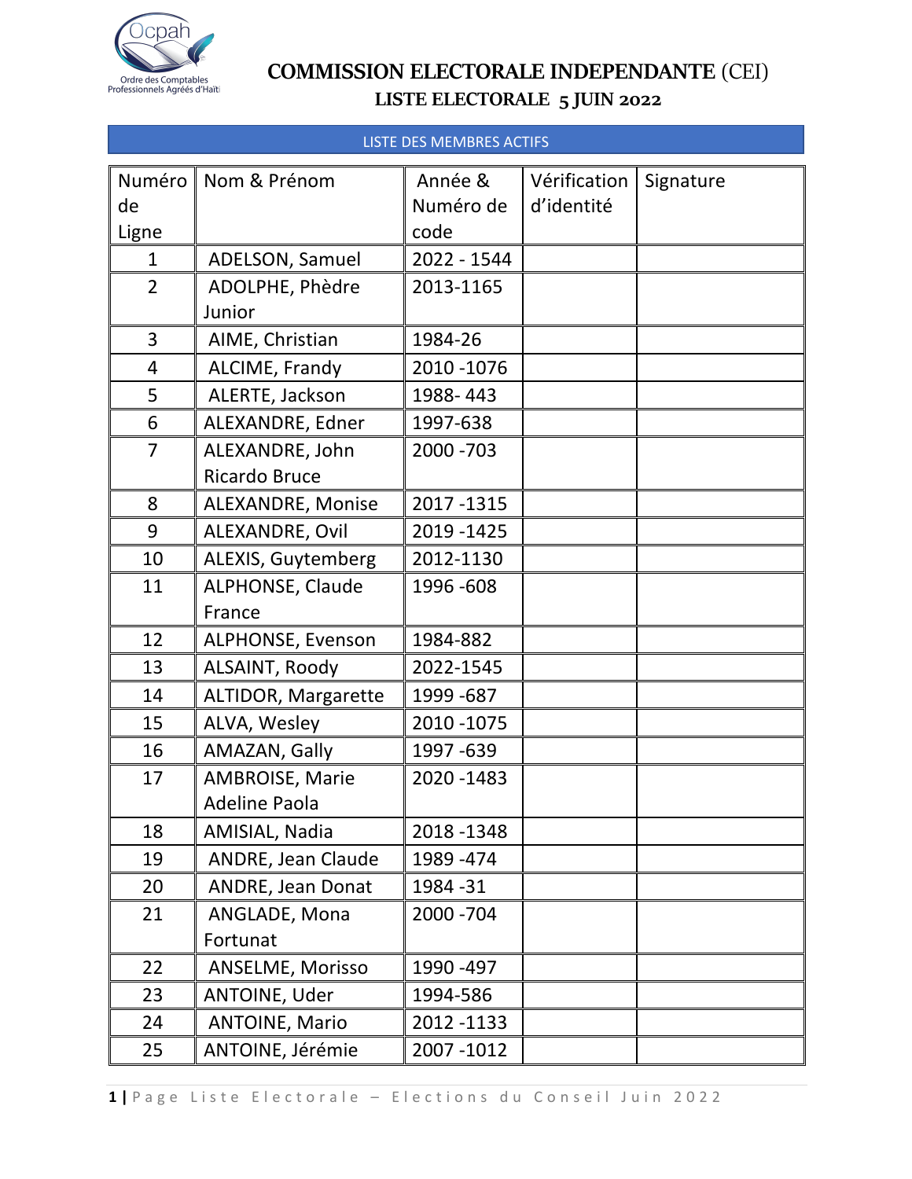Ordre des Comptables Professionnels Agréés d'Haïti

# COMMISSION ELECTORALE INDEPENDANTE (CEI)

## LISTE ELECTORALE 5 JUIN 2022

### LISTE DES MEMBRES ACTIFS

| Numéro de Ligne | Nom & Prénom | Année & Numéro de code | Vérification d'identité | Signature |
|---|---|---|---|---|
| 1 | ADELSON, Samuel | 2022 - 1544 | | |
| 2 | ADOLPHE, Phèdre Junior | 2013-1165 | | |
| 3 | AIME, Christian | 1984-26 | | |
| 4 | ALCIME, Frandy | 2010 -1076 | | |
| 5 | ALERTE, Jackson | 1988- 443 | | |
| 6 | ALEXANDRE, Edner | 1997-638 | | |
| 7 | ALEXANDRE, John Ricardo Bruce | 2000 -703 | | |
| 8 | ALEXANDRE, Monise | 2017 -1315 | | |
| 9 | ALEXANDRE, Ovil | 2019 -1425 | | |
| 10 | ALEXIS, Guytemberg | 2012-1130 | | |
| 11 | ALPHONSE, Claude France | 1996 -608 | | |
| 12 | ALPHONSE, Evenson | 1984-882 | | |
| 13 | ALSAINT, Roody | 2022-1545 | | |
| 14 | ALTIDOR, Margarette | 1999 -687 | | |
| 15 | ALVA, Wesley | 2010 -1075 | | |
| 16 | AMAZAN, Gally | 1997 -639 | | |
| 17 | AMBROISE, Marie Adeline Paola | 2020 -1483 | | |
| 18 | AMISIAL, Nadia | 2018 -1348 | | |
| 19 | ANDRE, Jean Claude | 1989 -474 | | |
| 20 | ANDRE, Jean Donat | 1984 -31 | | |
| 21 | ANGLADE, Mona Fortunat | 2000 -704 | | |
| 22 | ANSELME, Morisso | 1990 -497 | | |
| 23 | ANTOINE, Uder | 1994-586 | | |
| 24 | ANTOINE, Mario | 2012 -1133 | | |
| 25 | ANTOINE, Jérémie | 2007 -1012 | | |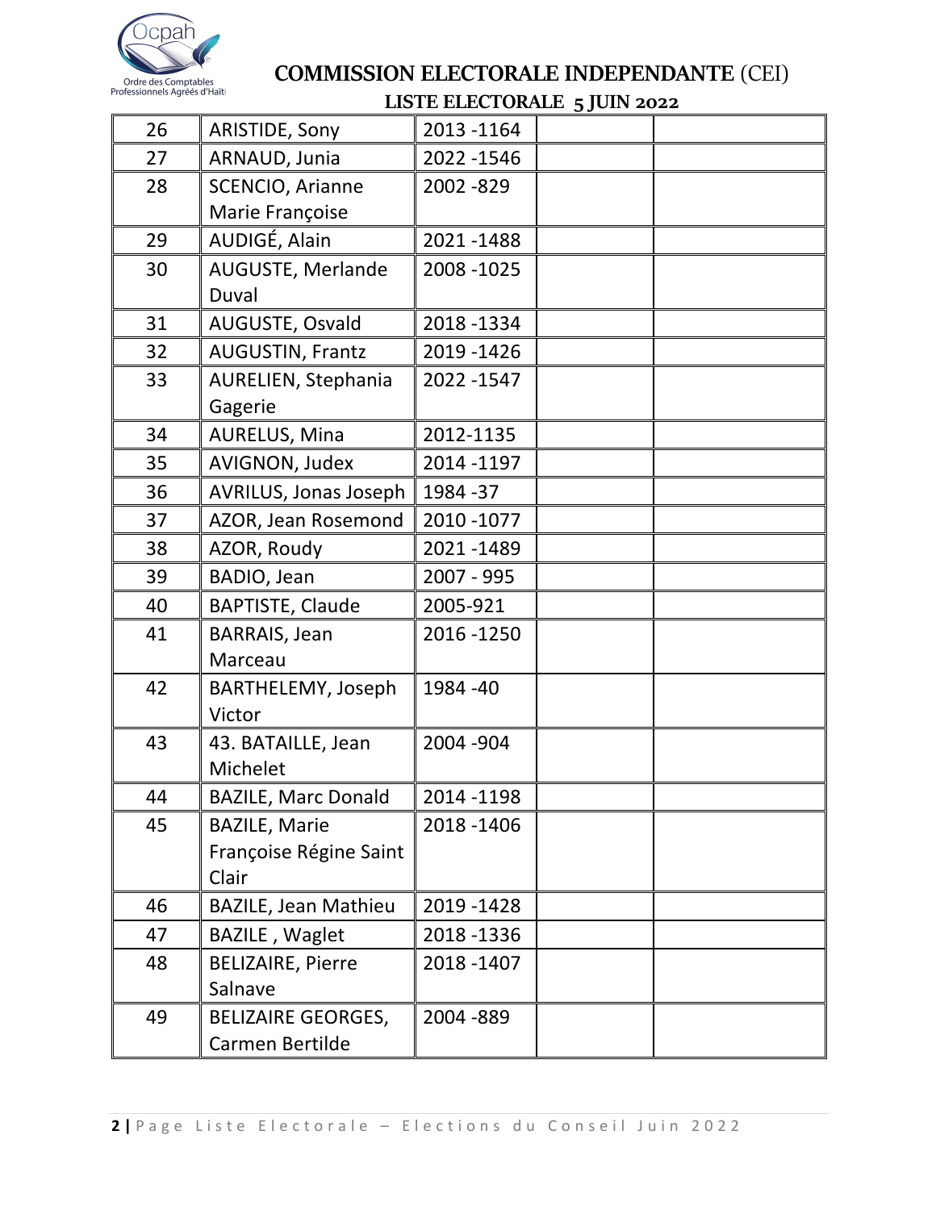## COMMISSION ELECTORALE INDEPENDANTE (CEI)

### LISTE ELECTORALE 5 JUIN 2022

| | | | | |
|---|---|---|---|---|
| 26 | ARISTIDE, Sony | 2013 -1164 | | |
| 27 | ARNAUD, Junia | 2022 -1546 | | |
| 28 | SCENCIO, Arianne Marie Françoise | 2002 -829 | | |
| 29 | AUDIGÉ, Alain | 2021 -1488 | | |
| 30 | AUGUSTE, Merlande Duval | 2008 -1025 | | |
| 31 | AUGUSTE, Osvald | 2018 -1334 | | |
| 32 | AUGUSTIN, Frantz | 2019 -1426 | | |
| 33 | AURELIEN, Stephania Gagerie | 2022 -1547 | | |
| 34 | AURELUS, Mina | 2012-1135 | | |
| 35 | AVIGNON, Judex | 2014 -1197 | | |
| 36 | AVRILUS, Jonas Joseph | 1984 -37 | | |
| 37 | AZOR, Jean Rosemond | 2010 -1077 | | |
| 38 | AZOR, Roudy | 2021 -1489 | | |
| 39 | BADIO, Jean | 2007 - 995 | | |
| 40 | BAPTISTE, Claude | 2005-921 | | |
| 41 | BARRAIS, Jean Marceau | 2016 -1250 | | |
| 42 | BARTHELEMY, Joseph Victor | 1984 -40 | | |
| 43 | 43. BATAILLE, Jean Michelet | 2004 -904 | | |
| 44 | BAZILE, Marc Donald | 2014 -1198 | | |
| 45 | BAZILE, Marie Françoise Régine Saint Clair | 2018 -1406 | | |
| 46 | BAZILE, Jean Mathieu | 2019 -1428 | | |
| 47 | BAZILE , Waglet | 2018 -1336 | | |
| 48 | BELIZAIRE, Pierre Salnave | 2018 -1407 | | |
| 49 | BELIZAIRE GEORGES, Carmen Bertilde | 2004 -889 | | |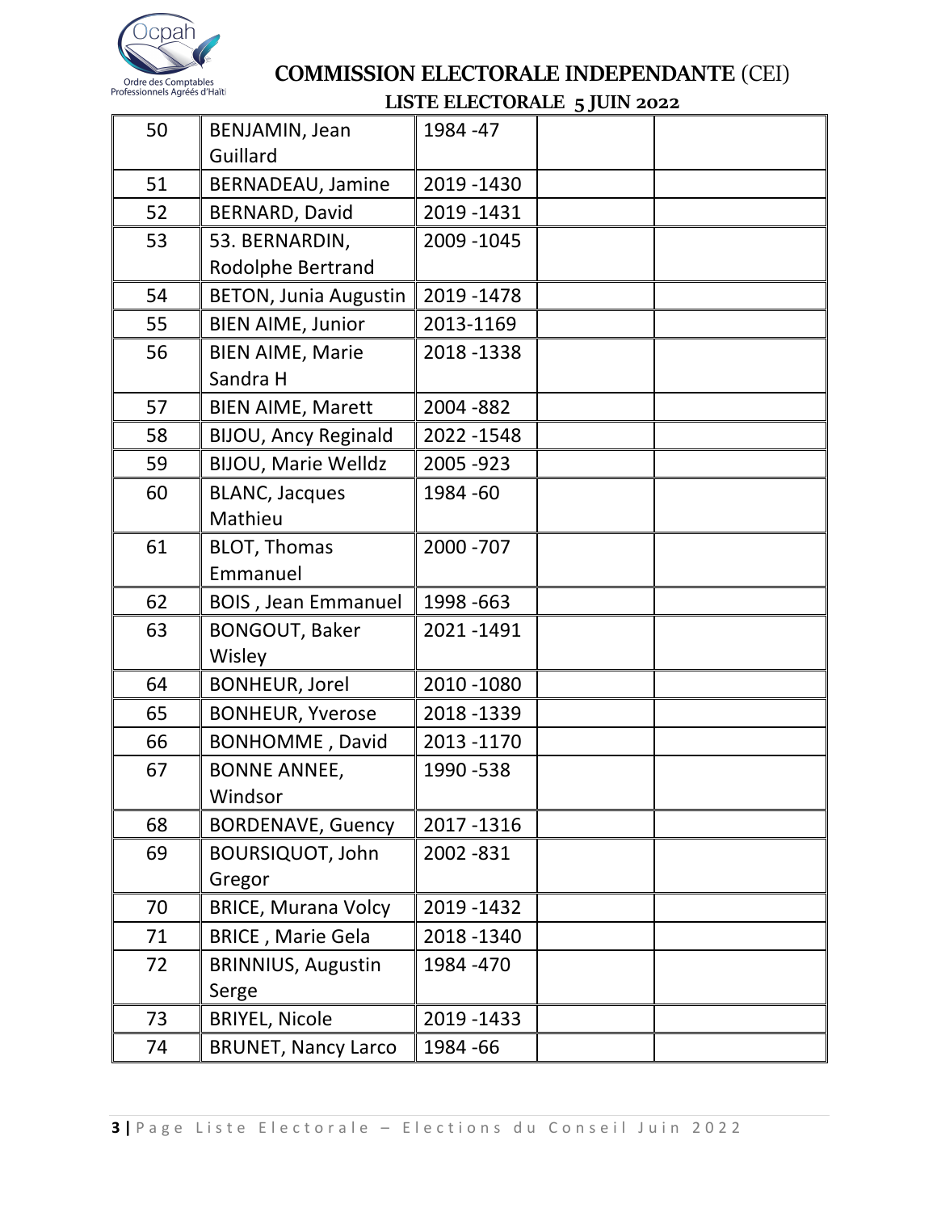Ocpah

Ordre des Comptables Professionnels Agréés d'Haïti

## COMMISSION ELECTORALE INDEPENDANTE (CEI)

### LISTE ELECTORALE 5 JUIN 2022

| | | | | |
|---|---|---|---|---|
| 50 | BENJAMIN, Jean Guillard | 1984 -47 | | |
| 51 | BERNADEAU, Jamine | 2019 -1430 | | |
| 52 | BERNARD, David | 2019 -1431 | | |
| 53 | 53. BERNARDIN, Rodolphe Bertrand | 2009 -1045 | | |
| 54 | BETON, Junia Augustin | 2019 -1478 | | |
| 55 | BIEN AIME, Junior | 2013-1169 | | |
| 56 | BIEN AIME, Marie Sandra H | 2018 -1338 | | |
| 57 | BIEN AIME, Marett | 2004 -882 | | |
| 58 | BIJOU, Ancy Reginald | 2022 -1548 | | |
| 59 | BIJOU, Marie Welldz | 2005 -923 | | |
| 60 | BLANC, Jacques Mathieu | 1984 -60 | | |
| 61 | BLOT, Thomas Emmanuel | 2000 -707 | | |
| 62 | BOIS , Jean Emmanuel | 1998 -663 | | |
| 63 | BONGOUT, Baker Wisley | 2021 -1491 | | |
| 64 | BONHEUR, Jorel | 2010 -1080 | | |
| 65 | BONHEUR, Yverose | 2018 -1339 | | |
| 66 | BONHOMME , David | 2013 -1170 | | |
| 67 | BONNE ANNEE, Windsor | 1990 -538 | | |
| 68 | BORDENAVE, Guency | 2017 -1316 | | |
| 69 | BOURSIQUOT, John Gregor | 2002 -831 | | |
| 70 | BRICE, Murana Volcy | 2019 -1432 | | |
| 71 | BRICE , Marie Gela | 2018 -1340 | | |
| 72 | BRINNIUS, Augustin Serge | 1984 -470 | | |
| 73 | BRIYEL, Nicole | 2019 -1433 | | |
| 74 | BRUNET, Nancy Larco | 1984 -66 | | |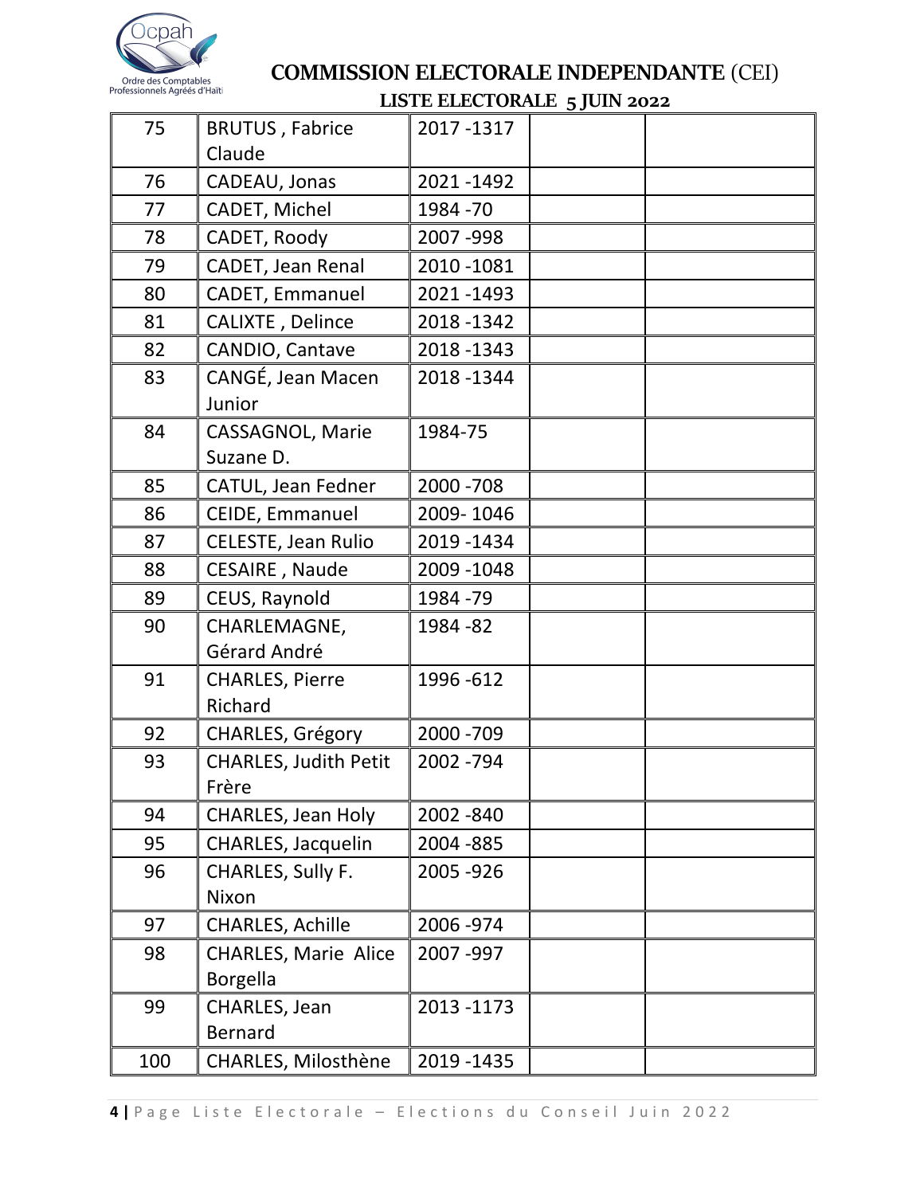# COMMISSION ELECTORALE INDEPENDANTE (CEI)

## LISTE ELECTORALE 5 JUIN 2022

| | | | | |
|---|---|---|---|---|
| 75 | BRUTUS , Fabrice Claude | 2017 -1317 | | |
| 76 | CADEAU, Jonas | 2021 -1492 | | |
| 77 | CADET, Michel | 1984 -70 | | |
| 78 | CADET, Roody | 2007 -998 | | |
| 79 | CADET, Jean Renal | 2010 -1081 | | |
| 80 | CADET, Emmanuel | 2021 -1493 | | |
| 81 | CALIXTE , Delince | 2018 -1342 | | |
| 82 | CANDIO, Cantave | 2018 -1343 | | |
| 83 | CANGÉ, Jean Macen Junior | 2018 -1344 | | |
| 84 | CASSAGNOL, Marie Suzane D. | 1984-75 | | |
| 85 | CATUL, Jean Fedner | 2000 -708 | | |
| 86 | CEIDE, Emmanuel | 2009- 1046 | | |
| 87 | CELESTE, Jean Rulio | 2019 -1434 | | |
| 88 | CESAIRE , Naude | 2009 -1048 | | |
| 89 | CEUS, Raynold | 1984 -79 | | |
| 90 | CHARLEMAGNE, Gérard André | 1984 -82 | | |
| 91 | CHARLES, Pierre Richard | 1996 -612 | | |
| 92 | CHARLES, Grégory | 2000 -709 | | |
| 93 | CHARLES, Judith Petit Frère | 2002 -794 | | |
| 94 | CHARLES, Jean Holy | 2002 -840 | | |
| 95 | CHARLES, Jacquelin | 2004 -885 | | |
| 96 | CHARLES, Sully F. Nixon | 2005 -926 | | |
| 97 | CHARLES, Achille | 2006 -974 | | |
| 98 | CHARLES, Marie Alice Borgella | 2007 -997 | | |
| 99 | CHARLES, Jean Bernard | 2013 -1173 | | |
| 100 | CHARLES, Milosthène | 2019 -1435 | | |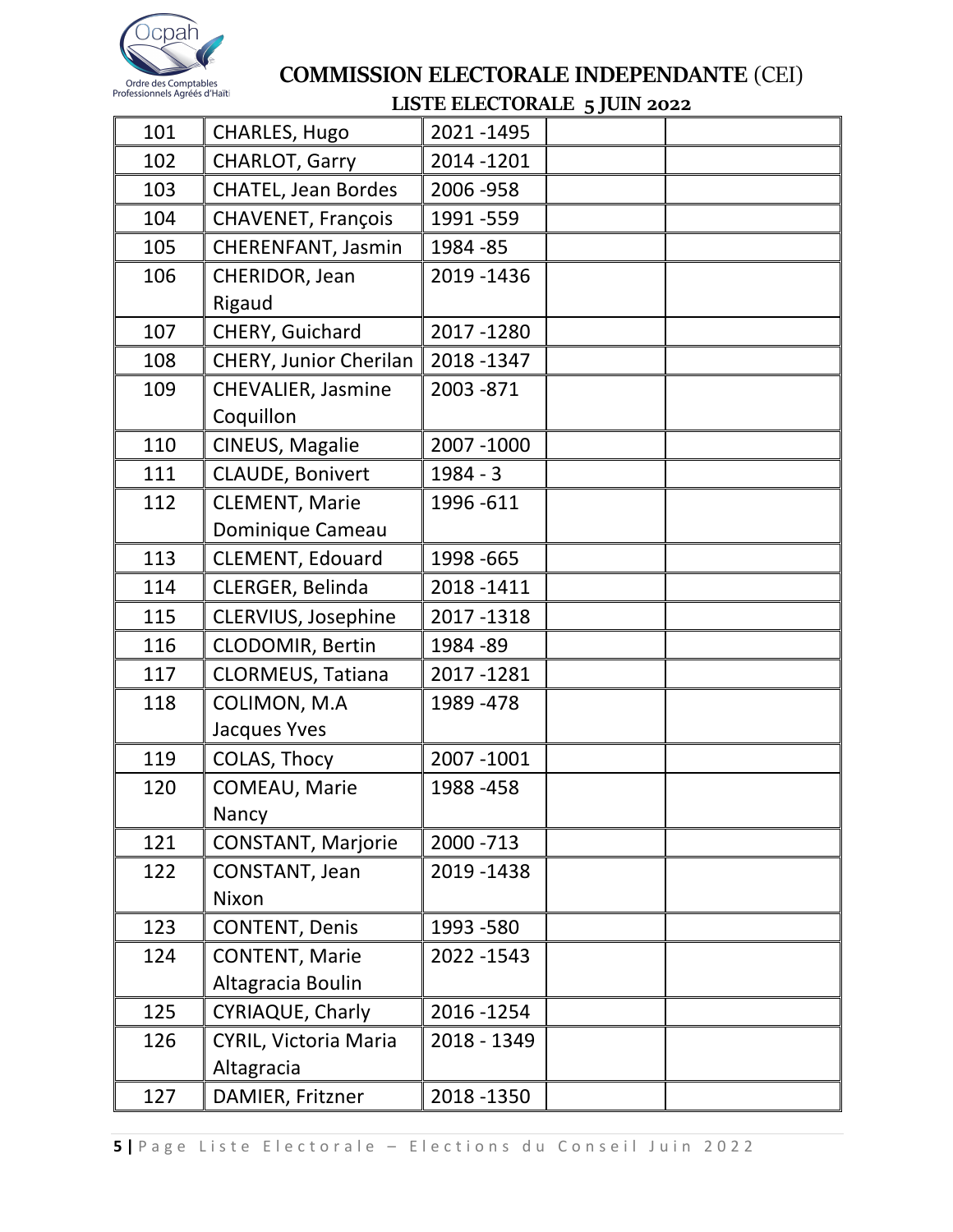Ocpah

Ordre des Comptables Professionnels Agréés d'Haïti

## COMMISSION ELECTORALE INDEPENDANTE (CEI)

### LISTE ELECTORALE 5 JUIN 2022

| | | | | |
|---|---|---|---|---|
| 101 | CHARLES, Hugo | 2021 -1495 | | |
| 102 | CHARLOT, Garry | 2014 -1201 | | |
| 103 | CHATEL, Jean Bordes | 2006 -958 | | |
| 104 | CHAVENET, François | 1991 -559 | | |
| 105 | CHERENFANT, Jasmin | 1984 -85 | | |
| 106 | CHERIDOR, Jean Rigaud | 2019 -1436 | | |
| 107 | CHERY, Guichard | 2017 -1280 | | |
| 108 | CHERY, Junior Cherilan | 2018 -1347 | | |
| 109 | CHEVALIER, Jasmine Coquillon | 2003 -871 | | |
| 110 | CINEUS, Magalie | 2007 -1000 | | |
| 111 | CLAUDE, Bonivert | 1984 - 3 | | |
| 112 | CLEMENT, Marie Dominique Cameau | 1996 -611 | | |
| 113 | CLEMENT, Edouard | 1998 -665 | | |
| 114 | CLERGER, Belinda | 2018 -1411 | | |
| 115 | CLERVIUS, Josephine | 2017 -1318 | | |
| 116 | CLODOMIR, Bertin | 1984 -89 | | |
| 117 | CLORMEUS, Tatiana | 2017 -1281 | | |
| 118 | COLIMON, M.A Jacques Yves | 1989 -478 | | |
| 119 | COLAS, Thocy | 2007 -1001 | | |
| 120 | COMEAU, Marie Nancy | 1988 -458 | | |
| 121 | CONSTANT, Marjorie | 2000 -713 | | |
| 122 | CONSTANT, Jean Nixon | 2019 -1438 | | |
| 123 | CONTENT, Denis | 1993 -580 | | |
| 124 | CONTENT, Marie Altagracia Boulin | 2022 -1543 | | |
| 125 | CYRIAQUE, Charly | 2016 -1254 | | |
| 126 | CYRIL, Victoria Maria Altagracia | 2018 - 1349 | | |
| 127 | DAMIER, Fritzner | 2018 -1350 | | |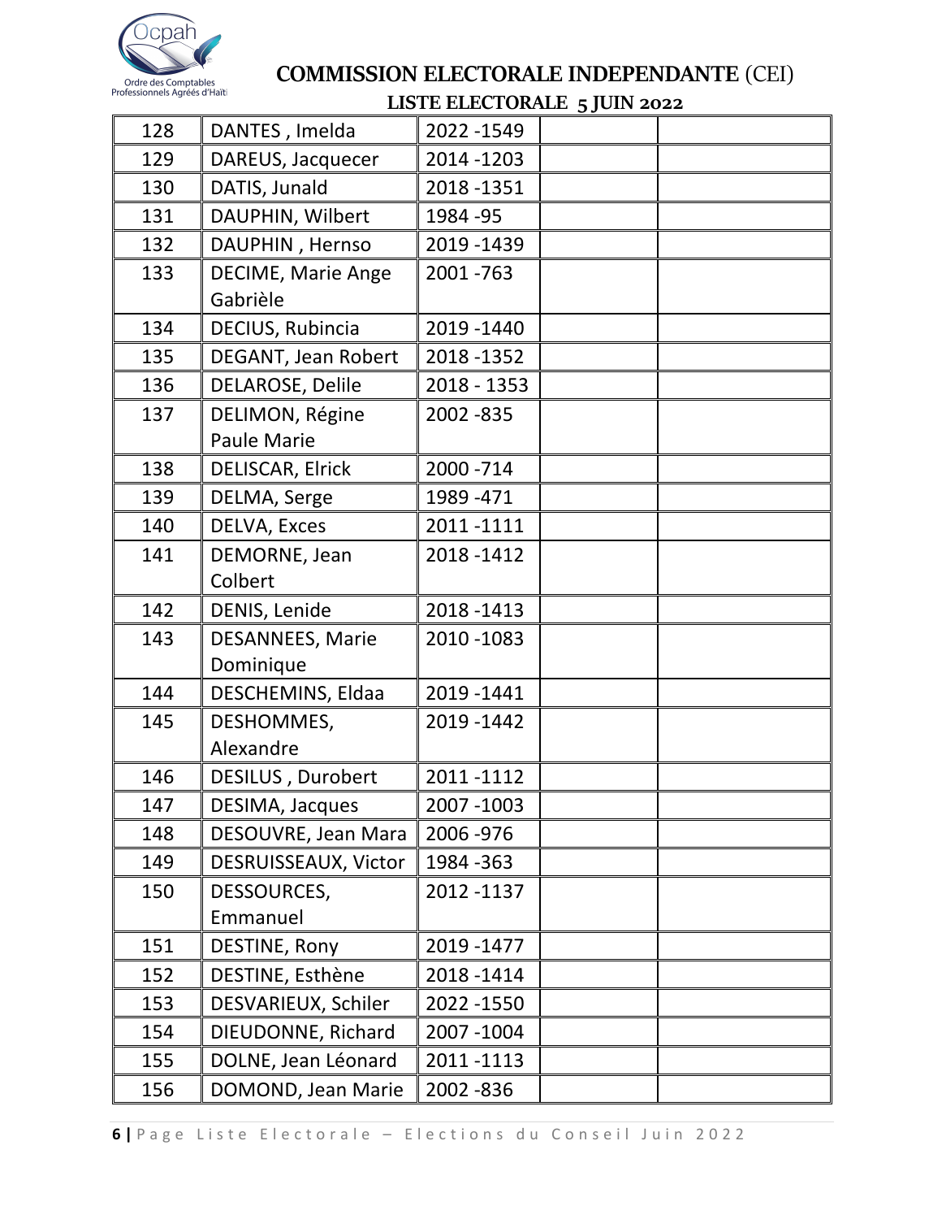## COMMISSION ELECTORALE INDEPENDANTE (CEI)

### LISTE ELECTORALE 5 JUIN 2022

| | | | | |
|---|---|---|---|---|
| 128 | DANTES , Imelda | 2022 -1549 | | |
| 129 | DAREUS, Jacquecer | 2014 -1203 | | |
| 130 | DATIS, Junald | 2018 -1351 | | |
| 131 | DAUPHIN, Wilbert | 1984 -95 | | |
| 132 | DAUPHIN , Hernso | 2019 -1439 | | |
| 133 | DECIME, Marie Ange Gabrièle | 2001 -763 | | |
| 134 | DECIUS, Rubincia | 2019 -1440 | | |
| 135 | DEGANT, Jean Robert | 2018 -1352 | | |
| 136 | DELAROSE, Delile | 2018 - 1353 | | |
| 137 | DELIMON, Régine Paule Marie | 2002 -835 | | |
| 138 | DELISCAR, Elrick | 2000 -714 | | |
| 139 | DELMA, Serge | 1989 -471 | | |
| 140 | DELVA, Exces | 2011 -1111 | | |
| 141 | DEMORNE, Jean Colbert | 2018 -1412 | | |
| 142 | DENIS, Lenide | 2018 -1413 | | |
| 143 | DESANNEES, Marie Dominique | 2010 -1083 | | |
| 144 | DESCHEMINS, Eldaa | 2019 -1441 | | |
| 145 | DESHOMMES, Alexandre | 2019 -1442 | | |
| 146 | DESILUS , Durobert | 2011 -1112 | | |
| 147 | DESIMA, Jacques | 2007 -1003 | | |
| 148 | DESOUVRE, Jean Mara | 2006 -976 | | |
| 149 | DESRUISSEAUX, Victor | 1984 -363 | | |
| 150 | DESSOURCES, Emmanuel | 2012 -1137 | | |
| 151 | DESTINE, Rony | 2019 -1477 | | |
| 152 | DESTINE, Esthène | 2018 -1414 | | |
| 153 | DESVARIEUX, Schiler | 2022 -1550 | | |
| 154 | DIEUDONNE, Richard | 2007 -1004 | | |
| 155 | DOLNE, Jean Léonard | 2011 -1113 | | |
| 156 | DOMOND, Jean Marie | 2002 -836 | | |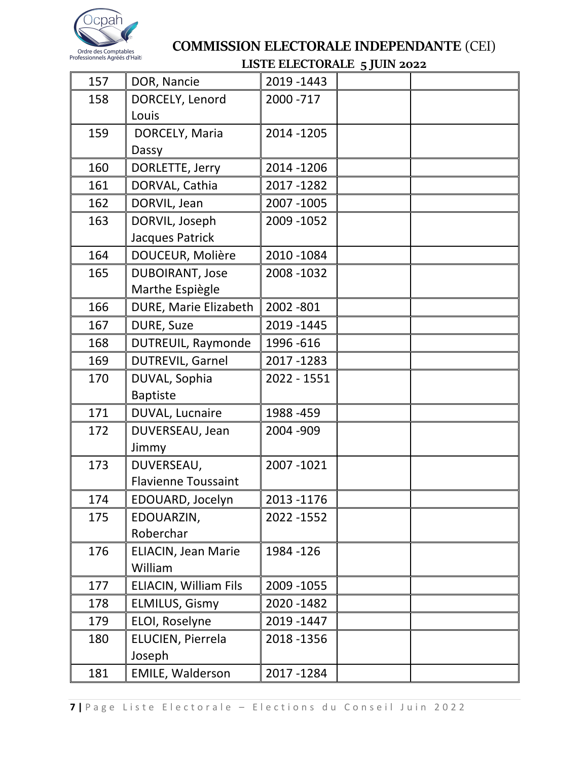# COMMISSION ELECTORALE INDEPENDANTE (CEI)

## LISTE ELECTORALE 5 JUIN 2022

| | | | | |
|---|---|---|---|---|
| 157 | DOR, Nancie | 2019 -1443 | | |
| 158 | DORCELY, Lenord Louis | 2000 -717 | | |
| 159 | DORCELY, Maria Dassy | 2014 -1205 | | |
| 160 | DORLETTE, Jerry | 2014 -1206 | | |
| 161 | DORVAL, Cathia | 2017 -1282 | | |
| 162 | DORVIL, Jean | 2007 -1005 | | |
| 163 | DORVIL, Joseph Jacques Patrick | 2009 -1052 | | |
| 164 | DOUCEUR, Molière | 2010 -1084 | | |
| 165 | DUBOIRANT, Jose Marthe Espiègle | 2008 -1032 | | |
| 166 | DURE, Marie Elizabeth | 2002 -801 | | |
| 167 | DURE, Suze | 2019 -1445 | | |
| 168 | DUTREUIL, Raymonde | 1996 -616 | | |
| 169 | DUTREVIL, Garnel | 2017 -1283 | | |
| 170 | DUVAL, Sophia Baptiste | 2022 - 1551 | | |
| 171 | DUVAL, Lucnaire | 1988 -459 | | |
| 172 | DUVERSEAU, Jean Jimmy | 2004 -909 | | |
| 173 | DUVERSEAU, Flavienne Toussaint | 2007 -1021 | | |
| 174 | EDOUARD, Jocelyn | 2013 -1176 | | |
| 175 | EDOUARZIN, Roberchar | 2022 -1552 | | |
| 176 | ELIACIN, Jean Marie William | 1984 -126 | | |
| 177 | ELIACIN, William Fils | 2009 -1055 | | |
| 178 | ELMILUS, Gismy | 2020 -1482 | | |
| 179 | ELOI, Roselyne | 2019 -1447 | | |
| 180 | ELUCIEN, Pierrela Joseph | 2018 -1356 | | |
| 181 | EMILE, Walderson | 2017 -1284 | | |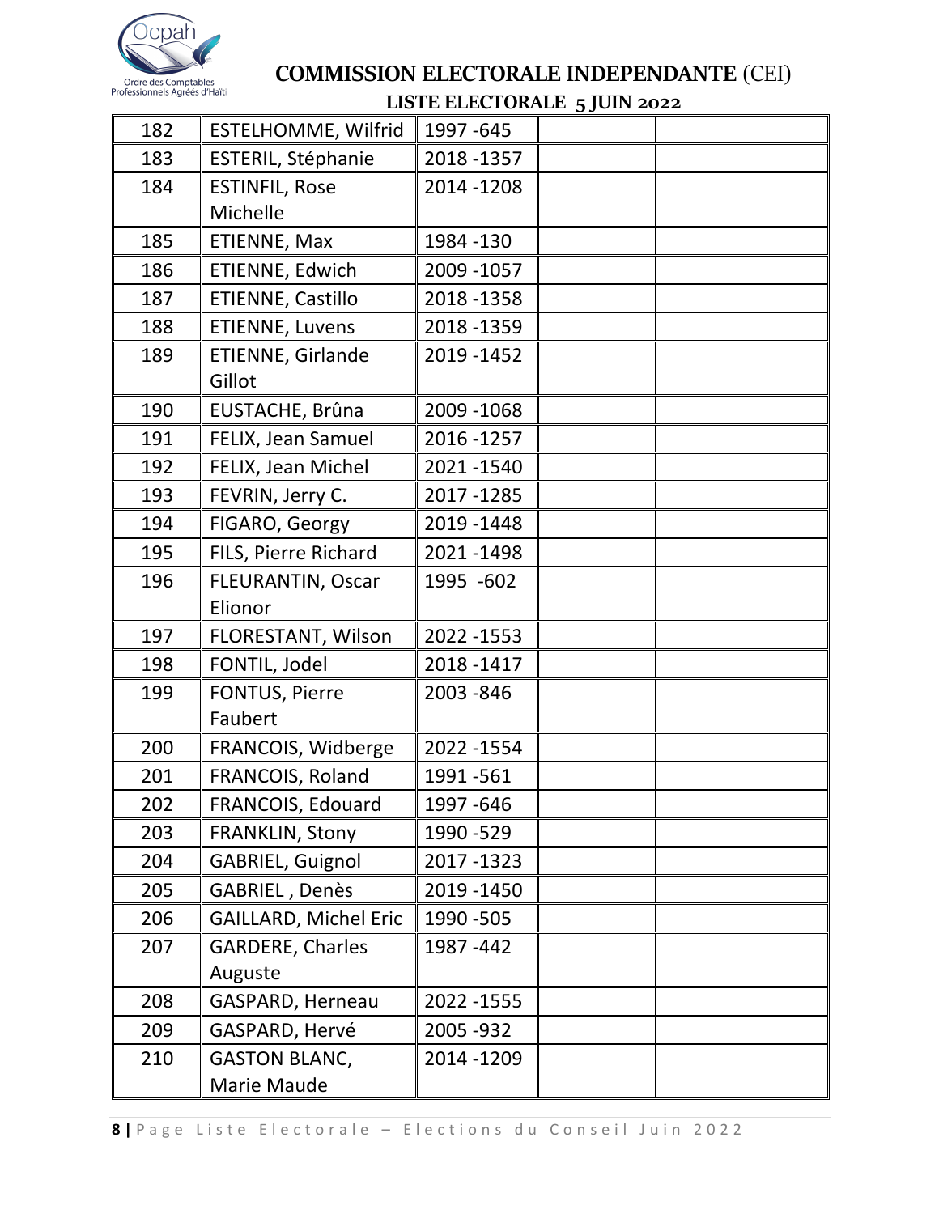Ocpah
Ordre des Comptables Professionnels Agréés d'Haïti

# COMMISSION ELECTORALE INDEPENDANTE (CEI)

## LISTE ELECTORALE 5 JUIN 2022

| | | | | |
|---|---|---|---|---|
| 182 | ESTELHOMME, Wilfrid | 1997 -645 | | |
| 183 | ESTERIL, Stéphanie | 2018 -1357 | | |
| 184 | ESTINFIL, Rose Michelle | 2014 -1208 | | |
| 185 | ETIENNE, Max | 1984 -130 | | |
| 186 | ETIENNE, Edwich | 2009 -1057 | | |
| 187 | ETIENNE, Castillo | 2018 -1358 | | |
| 188 | ETIENNE, Luvens | 2018 -1359 | | |
| 189 | ETIENNE, Girlande Gillot | 2019 -1452 | | |
| 190 | EUSTACHE, Brûna | 2009 -1068 | | |
| 191 | FELIX, Jean Samuel | 2016 -1257 | | |
| 192 | FELIX, Jean Michel | 2021 -1540 | | |
| 193 | FEVRIN, Jerry C. | 2017 -1285 | | |
| 194 | FIGARO, Georgy | 2019 -1448 | | |
| 195 | FILS, Pierre Richard | 2021 -1498 | | |
| 196 | FLEURANTIN, Oscar Elionor | 1995 -602 | | |
| 197 | FLORESTANT, Wilson | 2022 -1553 | | |
| 198 | FONTIL, Jodel | 2018 -1417 | | |
| 199 | FONTUS, Pierre Faubert | 2003 -846 | | |
| 200 | FRANCOIS, Widberge | 2022 -1554 | | |
| 201 | FRANCOIS, Roland | 1991 -561 | | |
| 202 | FRANCOIS, Edouard | 1997 -646 | | |
| 203 | FRANKLIN, Stony | 1990 -529 | | |
| 204 | GABRIEL, Guignol | 2017 -1323 | | |
| 205 | GABRIEL , Denès | 2019 -1450 | | |
| 206 | GAILLARD, Michel Eric | 1990 -505 | | |
| 207 | GARDERE, Charles Auguste | 1987 -442 | | |
| 208 | GASPARD, Herneau | 2022 -1555 | | |
| 209 | GASPARD, Hervé | 2005 -932 | | |
| 210 | GASTON BLANC, Marie Maude | 2014 -1209 | | |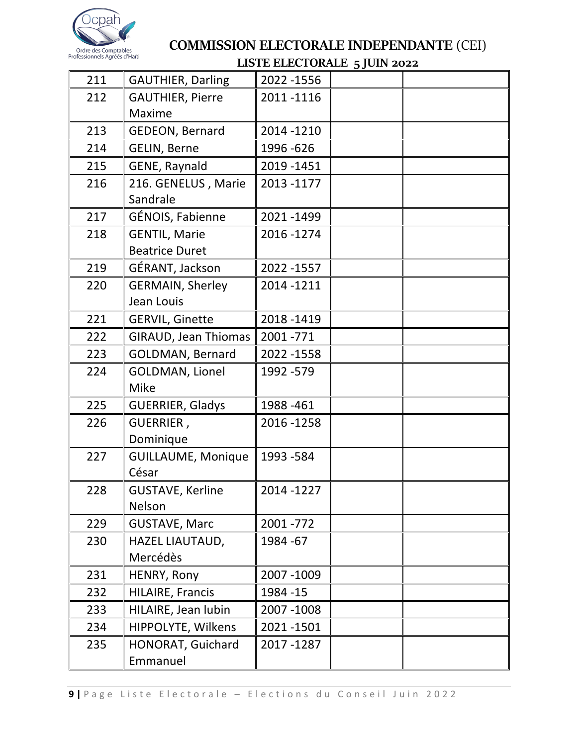Ordre des Comptables Professionnels Agréés d'Haïti

# COMMISSION ELECTORALE INDEPENDANTE (CEI)

## LISTE ELECTORALE 5 JUIN 2022

| | | | | |
|---|---|---|---|---|
| 211 | GAUTHIER, Darling | 2022 -1556 | | |
| 212 | GAUTHIER, Pierre Maxime | 2011 -1116 | | |
| 213 | GEDEON, Bernard | 2014 -1210 | | |
| 214 | GELIN, Berne | 1996 -626 | | |
| 215 | GENE, Raynald | 2019 -1451 | | |
| 216 | 216. GENELUS , Marie Sandrale | 2013 -1177 | | |
| 217 | GÉNOIS, Fabienne | 2021 -1499 | | |
| 218 | GENTIL, Marie Beatrice Duret | 2016 -1274 | | |
| 219 | GÉRANT, Jackson | 2022 -1557 | | |
| 220 | GERMAIN, Sherley Jean Louis | 2014 -1211 | | |
| 221 | GERVIL, Ginette | 2018 -1419 | | |
| 222 | GIRAUD, Jean Thiomas | 2001 -771 | | |
| 223 | GOLDMAN, Bernard | 2022 -1558 | | |
| 224 | GOLDMAN, Lionel Mike | 1992 -579 | | |
| 225 | GUERRIER, Gladys | 1988 -461 | | |
| 226 | GUERRIER , Dominique | 2016 -1258 | | |
| 227 | GUILLAUME, Monique César | 1993 -584 | | |
| 228 | GUSTAVE, Kerline Nelson | 2014 -1227 | | |
| 229 | GUSTAVE, Marc | 2001 -772 | | |
| 230 | HAZEL LIAUTAUD, Mercédès | 1984 -67 | | |
| 231 | HENRY, Rony | 2007 -1009 | | |
| 232 | HILAIRE, Francis | 1984 -15 | | |
| 233 | HILAIRE, Jean lubin | 2007 -1008 | | |
| 234 | HIPPOLYTE, Wilkens | 2021 -1501 | | |
| 235 | HONORAT, Guichard Emmanuel | 2017 -1287 | | |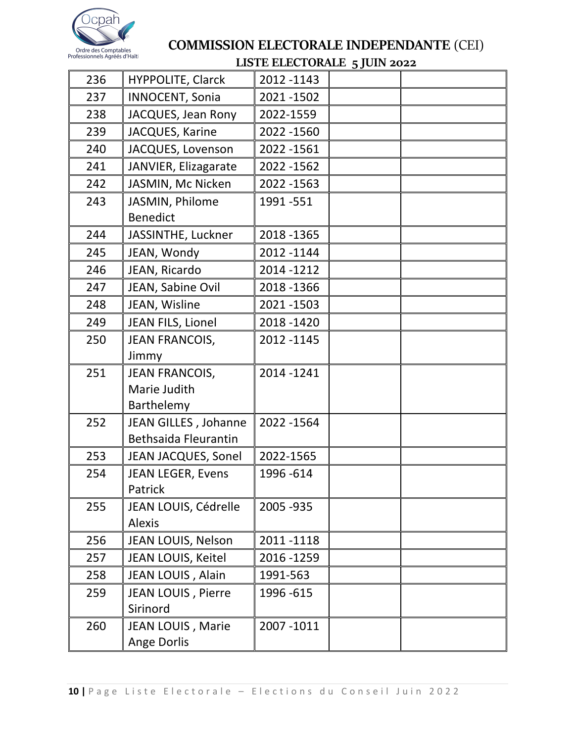## COMMISSION ELECTORALE INDEPENDANTE (CEI)

### LISTE ELECTORALE 5 JUIN 2022

| | | | | |
|---|---|---|---|---|
| 236 | HYPPOLITE, Clarck | 2012 -1143 | | |
| 237 | INNOCENT, Sonia | 2021 -1502 | | |
| 238 | JACQUES, Jean Rony | 2022-1559 | | |
| 239 | JACQUES, Karine | 2022 -1560 | | |
| 240 | JACQUES, Lovenson | 2022 -1561 | | |
| 241 | JANVIER, Elizagarate | 2022 -1562 | | |
| 242 | JASMIN, Mc Nicken | 2022 -1563 | | |
| 243 | JASMIN, Philome Benedict | 1991 -551 | | |
| 244 | JASSINTHE, Luckner | 2018 -1365 | | |
| 245 | JEAN, Wondy | 2012 -1144 | | |
| 246 | JEAN, Ricardo | 2014 -1212 | | |
| 247 | JEAN, Sabine Ovil | 2018 -1366 | | |
| 248 | JEAN, Wisline | 2021 -1503 | | |
| 249 | JEAN FILS, Lionel | 2018 -1420 | | |
| 250 | JEAN FRANCOIS, Jimmy | 2012 -1145 | | |
| 251 | JEAN FRANCOIS, Marie Judith Barthelemy | 2014 -1241 | | |
| 252 | JEAN GILLES , Johanne Bethsaida Fleurantin | 2022 -1564 | | |
| 253 | JEAN JACQUES, Sonel | 2022-1565 | | |
| 254 | JEAN LEGER, Evens Patrick | 1996 -614 | | |
| 255 | JEAN LOUIS, Cédrelle Alexis | 2005 -935 | | |
| 256 | JEAN LOUIS, Nelson | 2011 -1118 | | |
| 257 | JEAN LOUIS, Keitel | 2016 -1259 | | |
| 258 | JEAN LOUIS , Alain | 1991-563 | | |
| 259 | JEAN LOUIS , Pierre Sirinord | 1996 -615 | | |
| 260 | JEAN LOUIS , Marie Ange Dorlis | 2007 -1011 | | |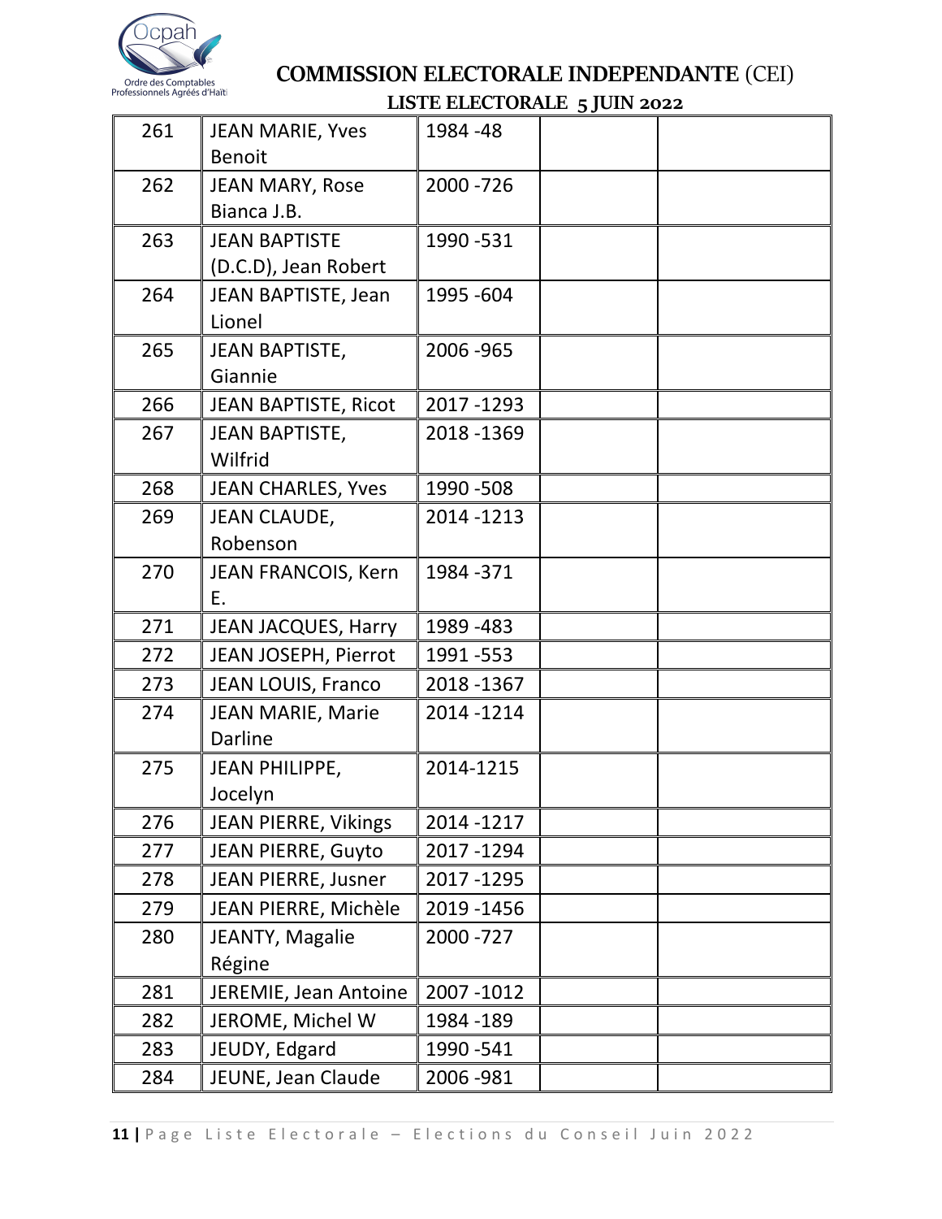COMMISSION ELECTORALE INDEPENDANTE (CEI)

LISTE ELECTORALE 5 JUIN 2022

| | | | | |
|---|---|---|---|---|
| 261 | JEAN MARIE, Yves Benoit | 1984 -48 | | |
| 262 | JEAN MARY, Rose Bianca J.B. | 2000 -726 | | |
| 263 | JEAN BAPTISTE (D.C.D), Jean Robert | 1990 -531 | | |
| 264 | JEAN BAPTISTE, Jean Lionel | 1995 -604 | | |
| 265 | JEAN BAPTISTE, Giannie | 2006 -965 | | |
| 266 | JEAN BAPTISTE, Ricot | 2017 -1293 | | |
| 267 | JEAN BAPTISTE, Wilfrid | 2018 -1369 | | |
| 268 | JEAN CHARLES, Yves | 1990 -508 | | |
| 269 | JEAN CLAUDE, Robenson | 2014 -1213 | | |
| 270 | JEAN FRANCOIS, Kern E. | 1984 -371 | | |
| 271 | JEAN JACQUES, Harry | 1989 -483 | | |
| 272 | JEAN JOSEPH, Pierrot | 1991 -553 | | |
| 273 | JEAN LOUIS, Franco | 2018 -1367 | | |
| 274 | JEAN MARIE, Marie Darline | 2014 -1214 | | |
| 275 | JEAN PHILIPPE, Jocelyn | 2014-1215 | | |
| 276 | JEAN PIERRE, Vikings | 2014 -1217 | | |
| 277 | JEAN PIERRE, Guyto | 2017 -1294 | | |
| 278 | JEAN PIERRE, Jusner | 2017 -1295 | | |
| 279 | JEAN PIERRE, Michèle | 2019 -1456 | | |
| 280 | JEANTY, Magalie Régine | 2000 -727 | | |
| 281 | JEREMIE, Jean Antoine | 2007 -1012 | | |
| 282 | JEROME, Michel W | 1984 -189 | | |
| 283 | JEUDY, Edgard | 1990 -541 | | |
| 284 | JEUNE, Jean Claude | 2006 -981 | | |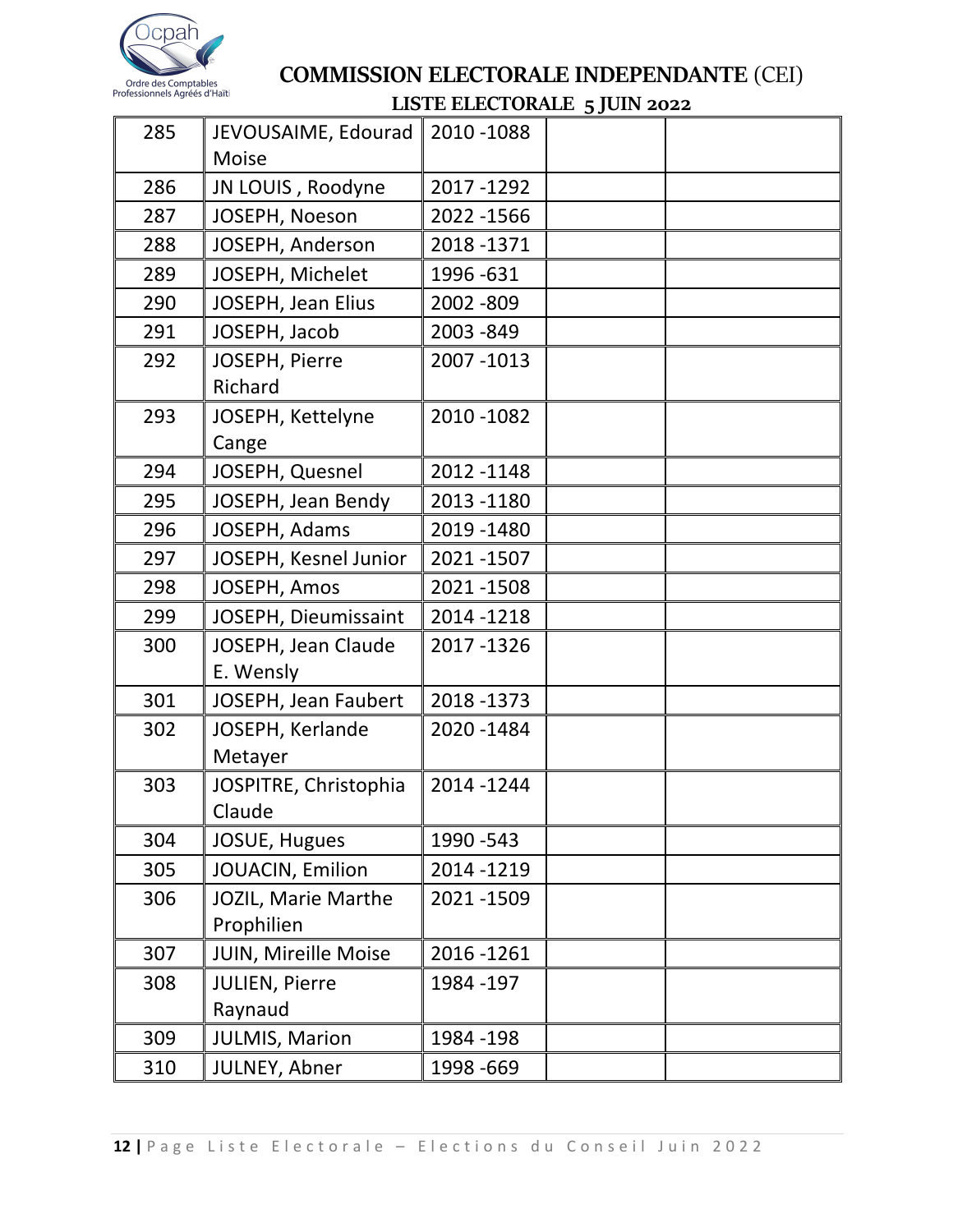# COMMISSION ELECTORALE INDEPENDANTE (CEI)

## LISTE ELECTORALE 5 JUIN 2022

| | | | | |
|---|---|---|---|---|
| 285 | JEVOUSAIME, Edourad Moise | 2010 -1088 | | |
| 286 | JN LOUIS , Roodyne | 2017 -1292 | | |
| 287 | JOSEPH, Noeson | 2022 -1566 | | |
| 288 | JOSEPH, Anderson | 2018 -1371 | | |
| 289 | JOSEPH, Michelet | 1996 -631 | | |
| 290 | JOSEPH, Jean Elius | 2002 -809 | | |
| 291 | JOSEPH, Jacob | 2003 -849 | | |
| 292 | JOSEPH, Pierre Richard | 2007 -1013 | | |
| 293 | JOSEPH, Kettelyne Cange | 2010 -1082 | | |
| 294 | JOSEPH, Quesnel | 2012 -1148 | | |
| 295 | JOSEPH, Jean Bendy | 2013 -1180 | | |
| 296 | JOSEPH, Adams | 2019 -1480 | | |
| 297 | JOSEPH, Kesnel Junior | 2021 -1507 | | |
| 298 | JOSEPH, Amos | 2021 -1508 | | |
| 299 | JOSEPH, Dieumissaint | 2014 -1218 | | |
| 300 | JOSEPH, Jean Claude E. Wensly | 2017 -1326 | | |
| 301 | JOSEPH, Jean Faubert | 2018 -1373 | | |
| 302 | JOSEPH, Kerlande Metayer | 2020 -1484 | | |
| 303 | JOSPITRE, Christophia Claude | 2014 -1244 | | |
| 304 | JOSUE, Hugues | 1990 -543 | | |
| 305 | JOUACIN, Emilion | 2014 -1219 | | |
| 306 | JOZIL, Marie Marthe Prophilien | 2021 -1509 | | |
| 307 | JUIN, Mireille Moise | 2016 -1261 | | |
| 308 | JULIEN, Pierre Raynaud | 1984 -197 | | |
| 309 | JULMIS, Marion | 1984 -198 | | |
| 310 | JULNEY, Abner | 1998 -669 | | |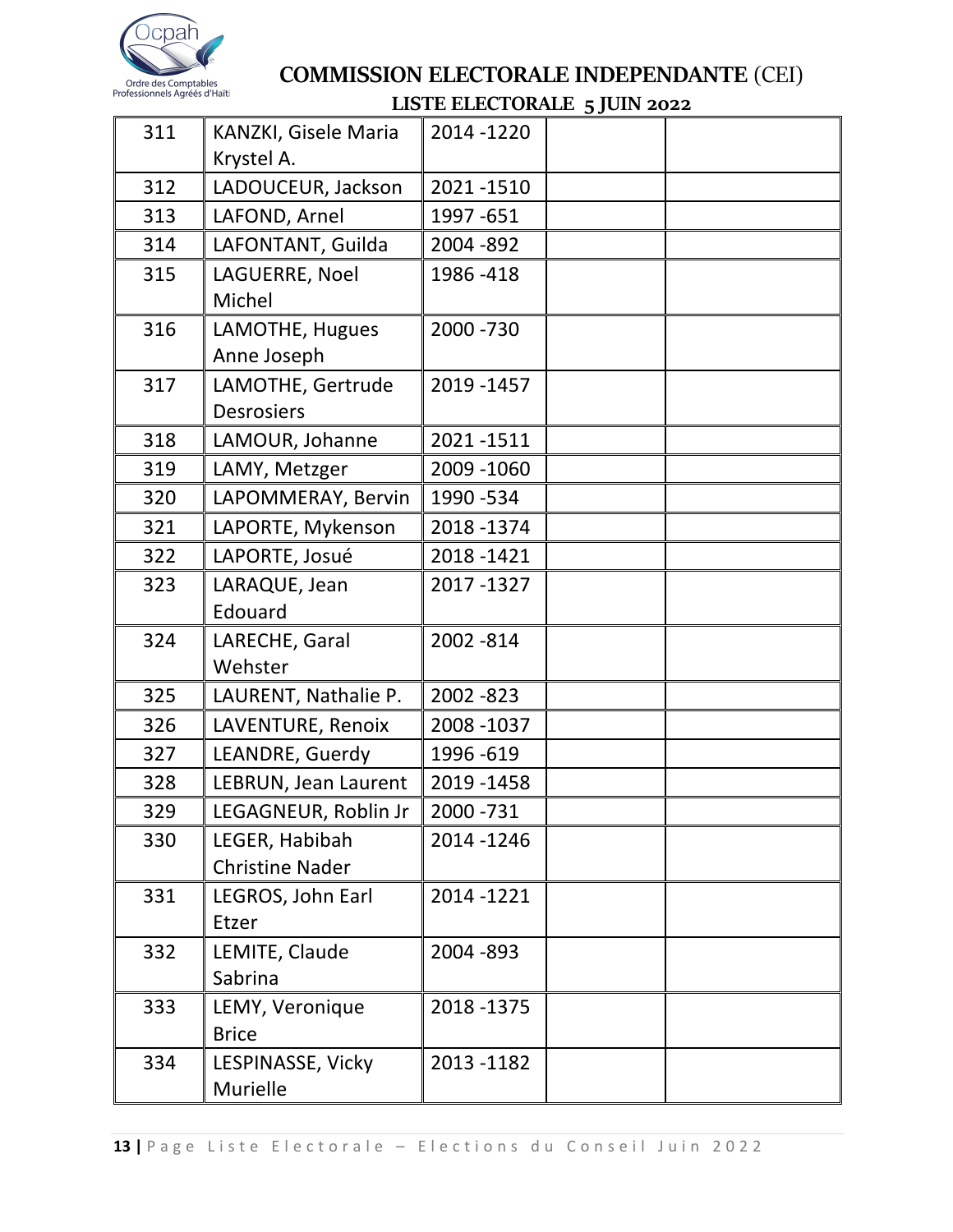# COMMISSION ELECTORALE INDEPENDANTE (CEI)

## LISTE ELECTORALE 5 JUIN 2022

| | | | | |
|---|---|---|---|---|
| 311 | KANZKI, Gisele Maria Krystel A. | 2014 -1220 | | |
| 312 | LADOUCEUR, Jackson | 2021 -1510 | | |
| 313 | LAFOND, Arnel | 1997 -651 | | |
| 314 | LAFONTANT, Guilda | 2004 -892 | | |
| 315 | LAGUERRE, Noel Michel | 1986 -418 | | |
| 316 | LAMOTHE, Hugues Anne Joseph | 2000 -730 | | |
| 317 | LAMOTHE, Gertrude Desrosiers | 2019 -1457 | | |
| 318 | LAMOUR, Johanne | 2021 -1511 | | |
| 319 | LAMY, Metzger | 2009 -1060 | | |
| 320 | LAPOMMERAY, Bervin | 1990 -534 | | |
| 321 | LAPORTE, Mykenson | 2018 -1374 | | |
| 322 | LAPORTE, Josué | 2018 -1421 | | |
| 323 | LARAQUE, Jean Edouard | 2017 -1327 | | |
| 324 | LARECHE, Garal Wehster | 2002 -814 | | |
| 325 | LAURENT, Nathalie P. | 2002 -823 | | |
| 326 | LAVENTURE, Renoix | 2008 -1037 | | |
| 327 | LEANDRE, Guerdy | 1996 -619 | | |
| 328 | LEBRUN, Jean Laurent | 2019 -1458 | | |
| 329 | LEGAGNEUR, Roblin Jr | 2000 -731 | | |
| 330 | LEGER, Habibah Christine Nader | 2014 -1246 | | |
| 331 | LEGROS, John Earl Etzer | 2014 -1221 | | |
| 332 | LEMITE, Claude Sabrina | 2004 -893 | | |
| 333 | LEMY, Veronique Brice | 2018 -1375 | | |
| 334 | LESPINASSE, Vicky Murielle | 2013 -1182 | | |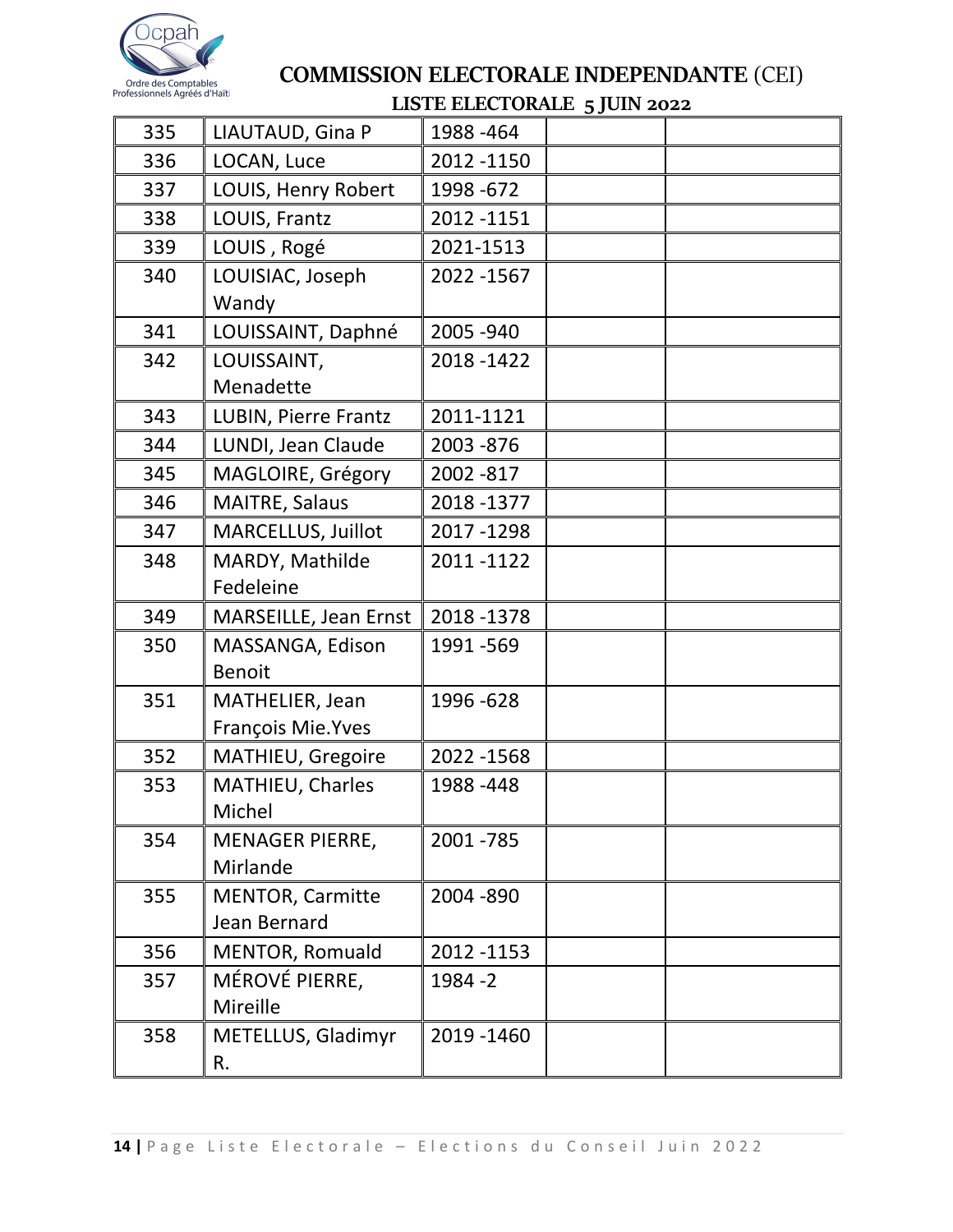Ocpah

Ordre des Comptables Professionnels Agréés d'Haïti

## COMMISSION ELECTORALE INDEPENDANTE (CEI)

### LISTE ELECTORALE 5 JUIN 2022

| | | | | |
|---|---|---|---|---|
| 335 | LIAUTAUD, Gina P | 1988 -464 | | |
| 336 | LOCAN, Luce | 2012 -1150 | | |
| 337 | LOUIS, Henry Robert | 1998 -672 | | |
| 338 | LOUIS, Frantz | 2012 -1151 | | |
| 339 | LOUIS , Rogé | 2021-1513 | | |
| 340 | LOUISIAC, Joseph Wandy | 2022 -1567 | | |
| 341 | LOUISSAINT, Daphné | 2005 -940 | | |
| 342 | LOUISSAINT, Menadette | 2018 -1422 | | |
| 343 | LUBIN, Pierre Frantz | 2011-1121 | | |
| 344 | LUNDI, Jean Claude | 2003 -876 | | |
| 345 | MAGLOIRE, Grégory | 2002 -817 | | |
| 346 | MAITRE, Salaus | 2018 -1377 | | |
| 347 | MARCELLUS, Juillot | 2017 -1298 | | |
| 348 | MARDY, Mathilde Fedeleine | 2011 -1122 | | |
| 349 | MARSEILLE, Jean Ernst | 2018 -1378 | | |
| 350 | MASSANGA, Edison Benoit | 1991 -569 | | |
| 351 | MATHELIER, Jean François Mie.Yves | 1996 -628 | | |
| 352 | MATHIEU, Gregoire | 2022 -1568 | | |
| 353 | MATHIEU, Charles Michel | 1988 -448 | | |
| 354 | MENAGER PIERRE, Mirlande | 2001 -785 | | |
| 355 | MENTOR, Carmitte Jean Bernard | 2004 -890 | | |
| 356 | MENTOR, Romuald | 2012 -1153 | | |
| 357 | MÉROVÉ PIERRE, Mireille | 1984 -2 | | |
| 358 | METELLUS, Gladimyr R. | 2019 -1460 | | |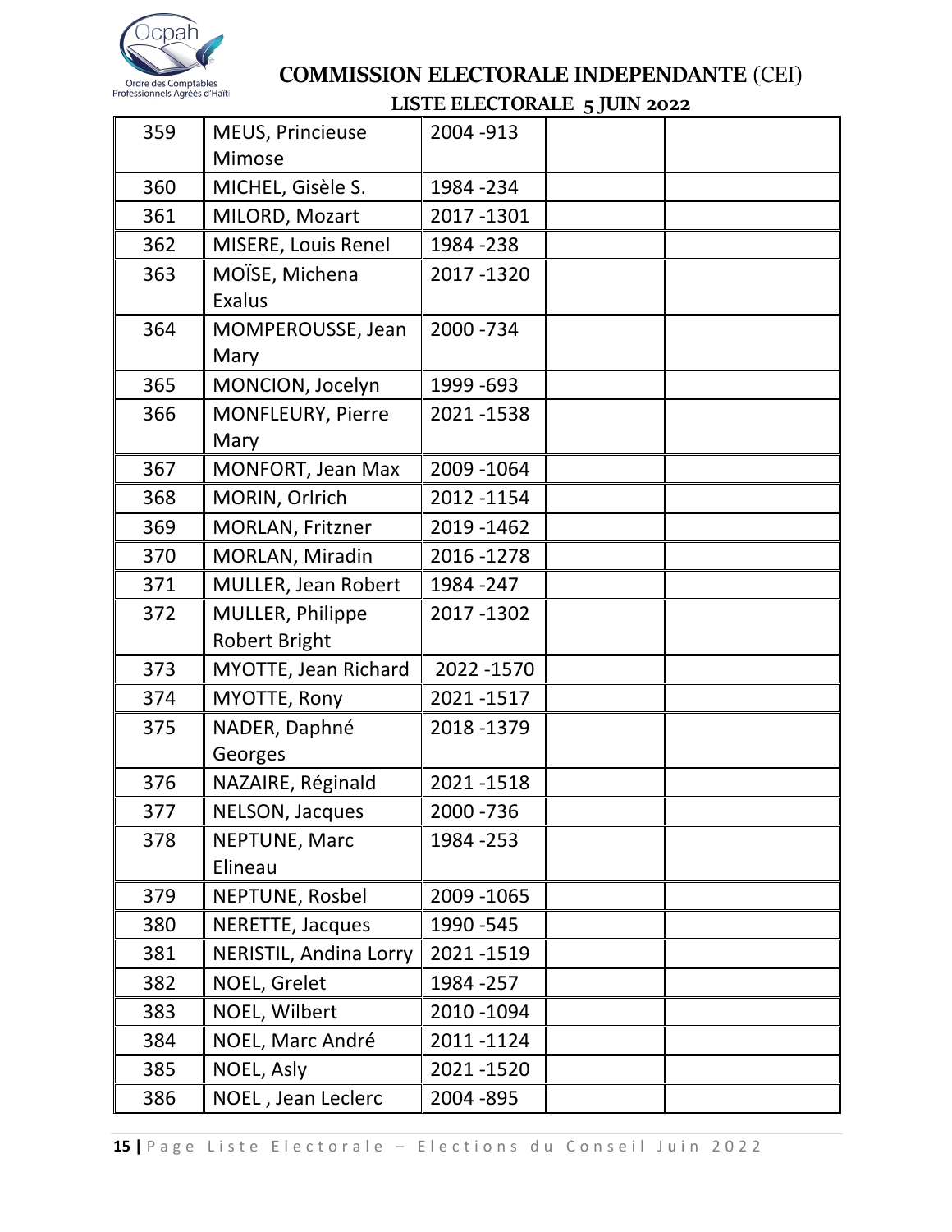Ocpah

Ordre des Comptables Professionnels Agréés d'Haïti

# COMMISSION ELECTORALE INDEPENDANTE (CEI)

## LISTE ELECTORALE 5 JUIN 2022

| | | | | |
|---|---|---|---|---|
| 359 | MEUS, Princieuse Mimose | 2004 -913 | | |
| 360 | MICHEL, Gisèle S. | 1984 -234 | | |
| 361 | MILORD, Mozart | 2017 -1301 | | |
| 362 | MISERE, Louis Renel | 1984 -238 | | |
| 363 | MOÏSE, Michena Exalus | 2017 -1320 | | |
| 364 | MOMPEROUSSE, Jean Mary | 2000 -734 | | |
| 365 | MONCION, Jocelyn | 1999 -693 | | |
| 366 | MONFLEURY, Pierre Mary | 2021 -1538 | | |
| 367 | MONFORT, Jean Max | 2009 -1064 | | |
| 368 | MORIN, Orlrich | 2012 -1154 | | |
| 369 | MORLAN, Fritzner | 2019 -1462 | | |
| 370 | MORLAN, Miradin | 2016 -1278 | | |
| 371 | MULLER, Jean Robert | 1984 -247 | | |
| 372 | MULLER, Philippe Robert Bright | 2017 -1302 | | |
| 373 | MYOTTE, Jean Richard | 2022 -1570 | | |
| 374 | MYOTTE, Rony | 2021 -1517 | | |
| 375 | NADER, Daphné Georges | 2018 -1379 | | |
| 376 | NAZAIRE, Réginald | 2021 -1518 | | |
| 377 | NELSON, Jacques | 2000 -736 | | |
| 378 | NEPTUNE, Marc Elineau | 1984 -253 | | |
| 379 | NEPTUNE, Rosbel | 2009 -1065 | | |
| 380 | NERETTE, Jacques | 1990 -545 | | |
| 381 | NERISTIL, Andina Lorry | 2021 -1519 | | |
| 382 | NOEL, Grelet | 1984 -257 | | |
| 383 | NOEL, Wilbert | 2010 -1094 | | |
| 384 | NOEL, Marc André | 2011 -1124 | | |
| 385 | NOEL, Asly | 2021 -1520 | | |
| 386 | NOEL , Jean Leclerc | 2004 -895 | | |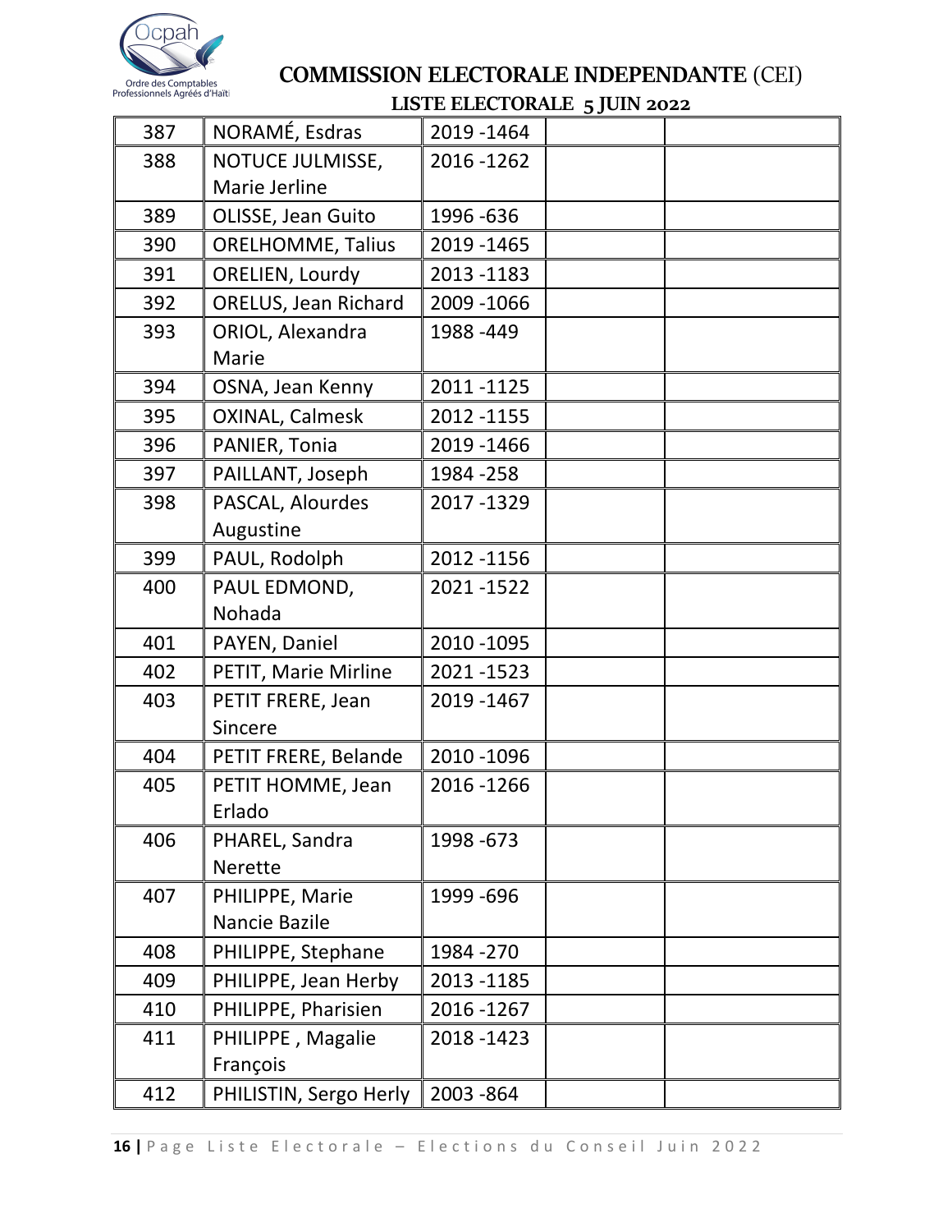Ocpah
Ordre des Comptables Professionnels Agréés d'Haïti

## COMMISSION ELECTORALE INDEPENDANTE (CEI)

### LISTE ELECTORALE 5 JUIN 2022

| | | | | |
|---|---|---|---|---|
| 387 | NORAMÉ, Esdras | 2019 -1464 | | |
| 388 | NOTUCE JULMISSE, Marie Jerline | 2016 -1262 | | |
| 389 | OLISSE, Jean Guito | 1996 -636 | | |
| 390 | ORELHOMME, Talius | 2019 -1465 | | |
| 391 | ORELIEN, Lourdy | 2013 -1183 | | |
| 392 | ORELUS, Jean Richard | 2009 -1066 | | |
| 393 | ORIOL, Alexandra Marie | 1988 -449 | | |
| 394 | OSNA, Jean Kenny | 2011 -1125 | | |
| 395 | OXINAL, Calmesk | 2012 -1155 | | |
| 396 | PANIER, Tonia | 2019 -1466 | | |
| 397 | PAILLANT, Joseph | 1984 -258 | | |
| 398 | PASCAL, Alourdes Augustine | 2017 -1329 | | |
| 399 | PAUL, Rodolph | 2012 -1156 | | |
| 400 | PAUL EDMOND, Nohada | 2021 -1522 | | |
| 401 | PAYEN, Daniel | 2010 -1095 | | |
| 402 | PETIT, Marie Mirline | 2021 -1523 | | |
| 403 | PETIT FRERE, Jean Sincere | 2019 -1467 | | |
| 404 | PETIT FRERE, Belande | 2010 -1096 | | |
| 405 | PETIT HOMME, Jean Erlado | 2016 -1266 | | |
| 406 | PHAREL, Sandra Nerette | 1998 -673 | | |
| 407 | PHILIPPE, Marie Nancie Bazile | 1999 -696 | | |
| 408 | PHILIPPE, Stephane | 1984 -270 | | |
| 409 | PHILIPPE, Jean Herby | 2013 -1185 | | |
| 410 | PHILIPPE, Pharisien | 2016 -1267 | | |
| 411 | PHILIPPE , Magalie François | 2018 -1423 | | |
| 412 | PHILISTIN, Sergo Herly | 2003 -864 | | |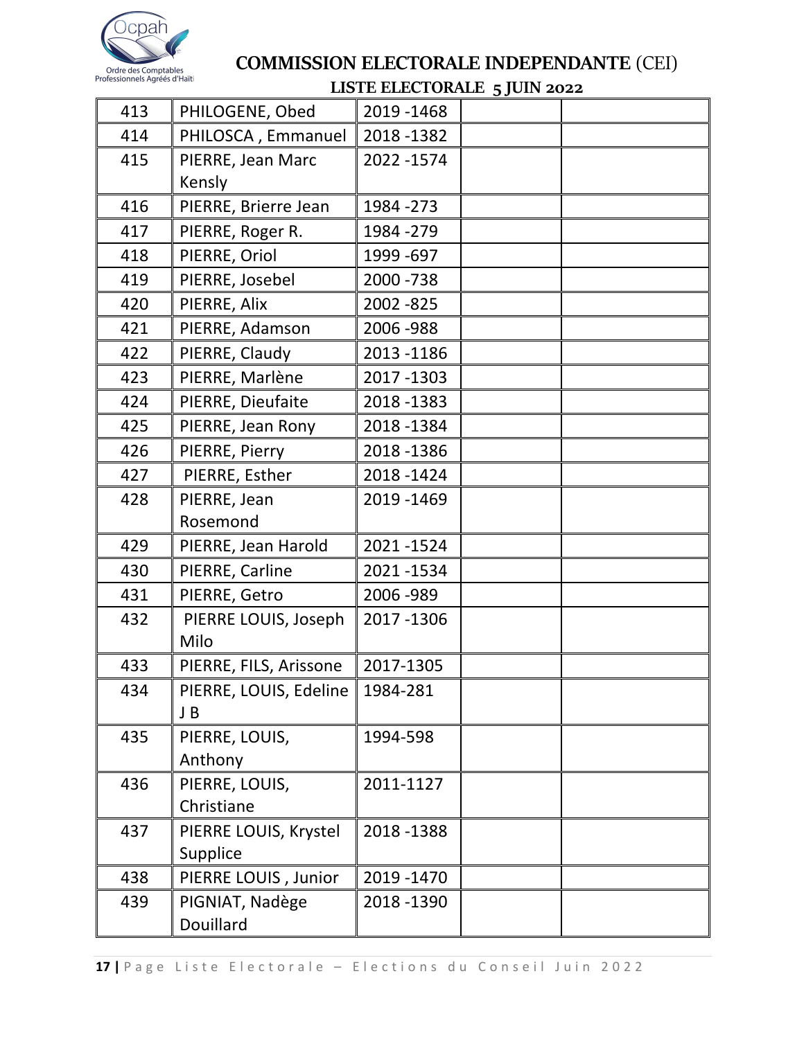Ocpah
Ordre des Comptables Professionnels Agréés d'Haïti

## COMMISSION ELECTORALE INDEPENDANTE (CEI)

### LISTE ELECTORALE 5 JUIN 2022

| | | | | |
|---|---|---|---|---|
| 413 | PHILOGENE, Obed | 2019 -1468 | | |
| 414 | PHILOSCA , Emmanuel | 2018 -1382 | | |
| 415 | PIERRE, Jean Marc Kensly | 2022 -1574 | | |
| 416 | PIERRE, Brierre Jean | 1984 -273 | | |
| 417 | PIERRE, Roger R. | 1984 -279 | | |
| 418 | PIERRE, Oriol | 1999 -697 | | |
| 419 | PIERRE, Josebel | 2000 -738 | | |
| 420 | PIERRE, Alix | 2002 -825 | | |
| 421 | PIERRE, Adamson | 2006 -988 | | |
| 422 | PIERRE, Claudy | 2013 -1186 | | |
| 423 | PIERRE, Marlène | 2017 -1303 | | |
| 424 | PIERRE, Dieufaite | 2018 -1383 | | |
| 425 | PIERRE, Jean Rony | 2018 -1384 | | |
| 426 | PIERRE, Pierry | 2018 -1386 | | |
| 427 | PIERRE, Esther | 2018 -1424 | | |
| 428 | PIERRE, Jean Rosemond | 2019 -1469 | | |
| 429 | PIERRE, Jean Harold | 2021 -1524 | | |
| 430 | PIERRE, Carline | 2021 -1534 | | |
| 431 | PIERRE, Getro | 2006 -989 | | |
| 432 | PIERRE LOUIS, Joseph Milo | 2017 -1306 | | |
| 433 | PIERRE, FILS, Arissone | 2017-1305 | | |
| 434 | PIERRE, LOUIS, Edeline J B | 1984-281 | | |
| 435 | PIERRE, LOUIS, Anthony | 1994-598 | | |
| 436 | PIERRE, LOUIS, Christiane | 2011-1127 | | |
| 437 | PIERRE LOUIS, Krystel Supplice | 2018 -1388 | | |
| 438 | PIERRE LOUIS , Junior | 2019 -1470 | | |
| 439 | PIGNIAT, Nadège Douillard | 2018 -1390 | | |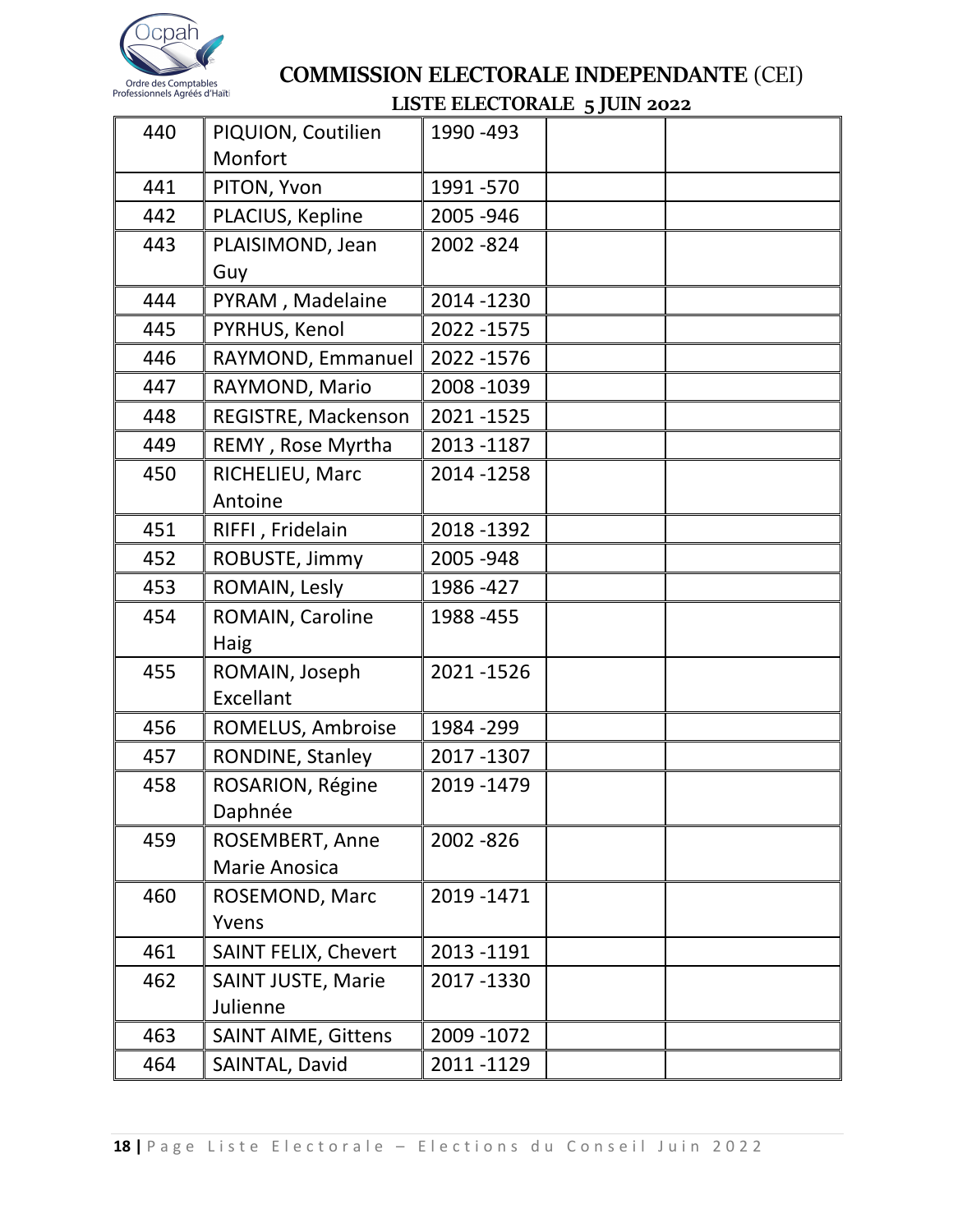# COMMISSION ELECTORALE INDEPENDANTE (CEI)

## LISTE ELECTORALE 5 JUIN 2022

| | | | | |
|---|---|---|---|---|
| 440 | PIQUION, Coutilien Monfort | 1990 -493 | | |
| 441 | PITON, Yvon | 1991 -570 | | |
| 442 | PLACIUS, Kepline | 2005 -946 | | |
| 443 | PLAISIMOND, Jean Guy | 2002 -824 | | |
| 444 | PYRAM , Madelaine | 2014 -1230 | | |
| 445 | PYRHUS, Kenol | 2022 -1575 | | |
| 446 | RAYMOND, Emmanuel | 2022 -1576 | | |
| 447 | RAYMOND, Mario | 2008 -1039 | | |
| 448 | REGISTRE, Mackenson | 2021 -1525 | | |
| 449 | REMY , Rose Myrtha | 2013 -1187 | | |
| 450 | RICHELIEU, Marc Antoine | 2014 -1258 | | |
| 451 | RIFFI , Fridelain | 2018 -1392 | | |
| 452 | ROBUSTE, Jimmy | 2005 -948 | | |
| 453 | ROMAIN, Lesly | 1986 -427 | | |
| 454 | ROMAIN, Caroline Haig | 1988 -455 | | |
| 455 | ROMAIN, Joseph Excellant | 2021 -1526 | | |
| 456 | ROMELUS, Ambroise | 1984 -299 | | |
| 457 | RONDINE, Stanley | 2017 -1307 | | |
| 458 | ROSARION, Régine Daphnée | 2019 -1479 | | |
| 459 | ROSEMBERT, Anne Marie Anosica | 2002 -826 | | |
| 460 | ROSEMOND, Marc Yvens | 2019 -1471 | | |
| 461 | SAINT FELIX, Chevert | 2013 -1191 | | |
| 462 | SAINT JUSTE, Marie Julienne | 2017 -1330 | | |
| 463 | SAINT AIME, Gittens | 2009 -1072 | | |
| 464 | SAINTAL, David | 2011 -1129 | | |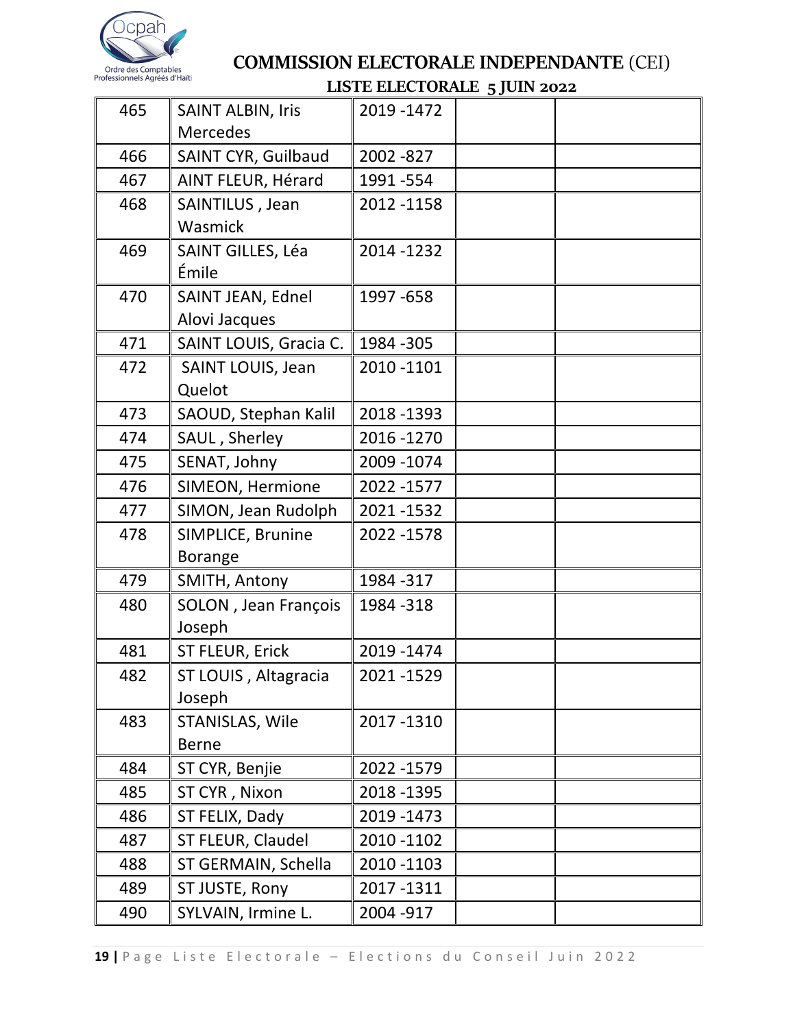# COMMISSION ELECTORALE INDEPENDANTE (CEI)

## LISTE ELECTORALE 5 JUIN 2022

| | | | | |
|---|---|---|---|---|
| 465 | SAINT ALBIN, Iris Mercedes | 2019 -1472 | | |
| 466 | SAINT CYR, Guilbaud | 2002 -827 | | |
| 467 | AINT FLEUR, Hérard | 1991 -554 | | |
| 468 | SAINTILUS , Jean Wasmick | 2012 -1158 | | |
| 469 | SAINT GILLES, Léa Émile | 2014 -1232 | | |
| 470 | SAINT JEAN, Ednel Alovi Jacques | 1997 -658 | | |
| 471 | SAINT LOUIS, Gracia C. | 1984 -305 | | |
| 472 | SAINT LOUIS, Jean Quelot | 2010 -1101 | | |
| 473 | SAOUD, Stephan Kalil | 2018 -1393 | | |
| 474 | SAUL , Sherley | 2016 -1270 | | |
| 475 | SENAT, Johny | 2009 -1074 | | |
| 476 | SIMEON, Hermione | 2022 -1577 | | |
| 477 | SIMON, Jean Rudolph | 2021 -1532 | | |
| 478 | SIMPLICE, Brunine Borange | 2022 -1578 | | |
| 479 | SMITH, Antony | 1984 -317 | | |
| 480 | SOLON , Jean François Joseph | 1984 -318 | | |
| 481 | ST FLEUR, Erick | 2019 -1474 | | |
| 482 | ST LOUIS , Altagracia Joseph | 2021 -1529 | | |
| 483 | STANISLAS, Wile Berne | 2017 -1310 | | |
| 484 | ST CYR, Benjie | 2022 -1579 | | |
| 485 | ST CYR , Nixon | 2018 -1395 | | |
| 486 | ST FELIX, Dady | 2019 -1473 | | |
| 487 | ST FLEUR, Claudel | 2010 -1102 | | |
| 488 | ST GERMAIN, Schella | 2010 -1103 | | |
| 489 | ST JUSTE, Rony | 2017 -1311 | | |
| 490 | SYLVAIN, Irmine L. | 2004 -917 | | |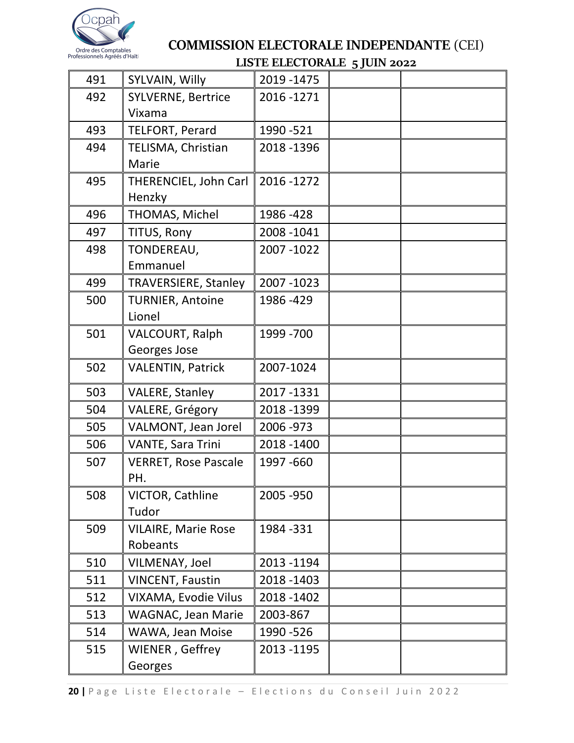## COMMISSION ELECTORALE INDEPENDANTE (CEI)

### LISTE ELECTORALE 5 JUIN 2022

| | | | | |
|---|---|---|---|---|
| 491 | SYLVAIN, Willy | 2019 -1475 | | |
| 492 | SYLVERNE, Bertrice Vixama | 2016 -1271 | | |
| 493 | TELFORT, Perard | 1990 -521 | | |
| 494 | TELISMA, Christian Marie | 2018 -1396 | | |
| 495 | THERENCIEL, John Carl Henzky | 2016 -1272 | | |
| 496 | THOMAS, Michel | 1986 -428 | | |
| 497 | TITUS, Rony | 2008 -1041 | | |
| 498 | TONDEREAU, Emmanuel | 2007 -1022 | | |
| 499 | TRAVERSIERE, Stanley | 2007 -1023 | | |
| 500 | TURNIER, Antoine Lionel | 1986 -429 | | |
| 501 | VALCOURT, Ralph Georges Jose | 1999 -700 | | |
| 502 | VALENTIN, Patrick | 2007-1024 | | |
| 503 | VALERE, Stanley | 2017 -1331 | | |
| 504 | VALERE, Grégory | 2018 -1399 | | |
| 505 | VALMONT, Jean Jorel | 2006 -973 | | |
| 506 | VANTE, Sara Trini | 2018 -1400 | | |
| 507 | VERRET, Rose Pascale PH. | 1997 -660 | | |
| 508 | VICTOR, Cathline Tudor | 2005 -950 | | |
| 509 | VILAIRE, Marie Rose Robeants | 1984 -331 | | |
| 510 | VILMENAY, Joel | 2013 -1194 | | |
| 511 | VINCENT, Faustin | 2018 -1403 | | |
| 512 | VIXAMA, Evodie Vilus | 2018 -1402 | | |
| 513 | WAGNAC, Jean Marie | 2003-867 | | |
| 514 | WAWA, Jean Moise | 1990 -526 | | |
| 515 | WIENER , Geffrey Georges | 2013 -1195 | | |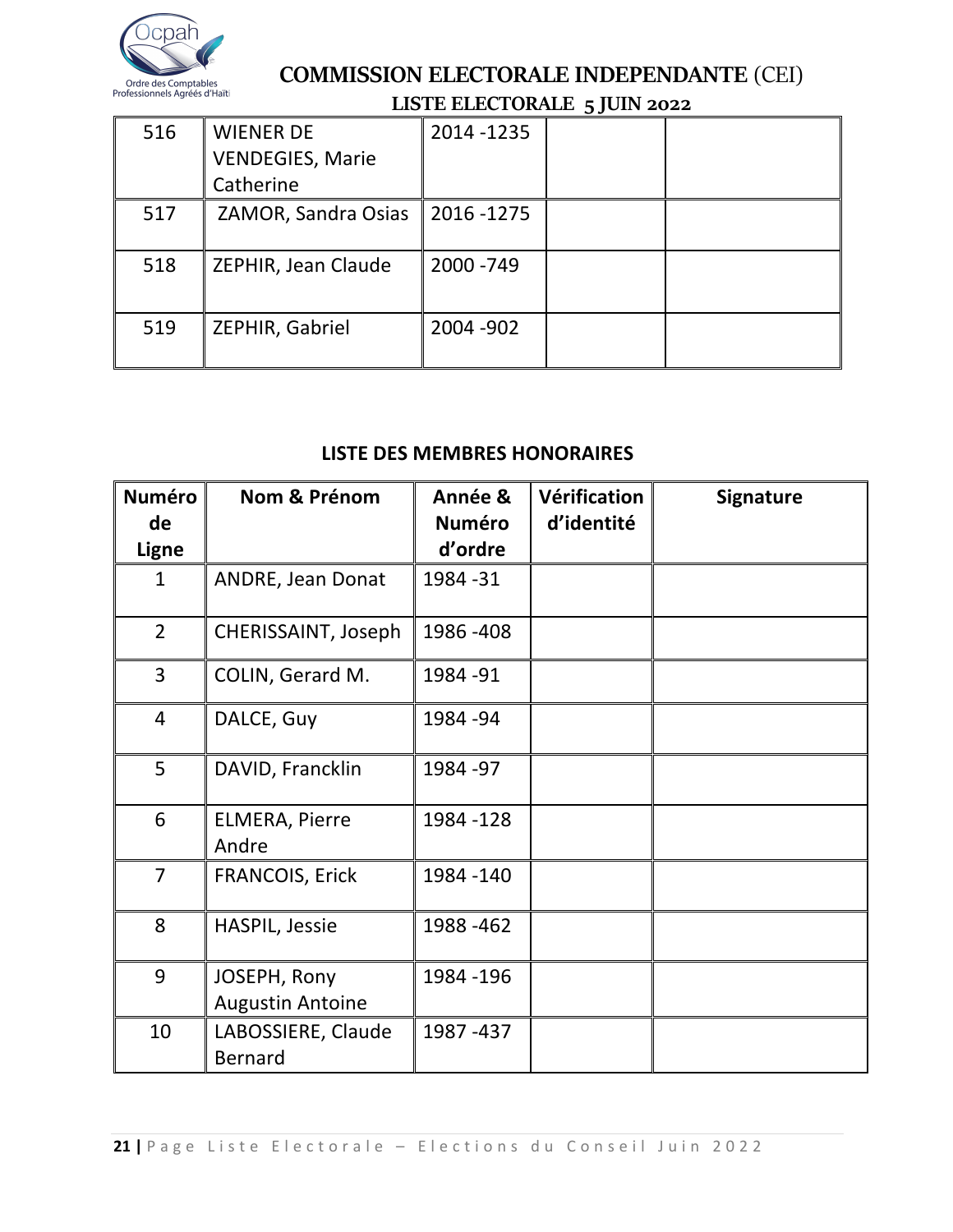## COMMISSION ELECTORALE INDEPENDANTE (CEI)

**LISTE ELECTORALE 5 JUIN 2022**

| | | | | |
|---|---|---|---|---|
| 516 | WIENER DE VENDEGIES, Marie Catherine | 2014 -1235 | | |
| 517 | ZAMOR, Sandra Osias | 2016 -1275 | | |
| 518 | ZEPHIR, Jean Claude | 2000 -749 | | |
| 519 | ZEPHIR, Gabriel | 2004 -902 | | |

### LISTE DES MEMBRES HONORAIRES

| Numéro de Ligne | Nom & Prénom | Année & Numéro d'ordre | Vérification d'identité | Signature |
|---|---|---|---|---|
| 1 | ANDRE, Jean Donat | 1984 -31 | | |
| 2 | CHERISSAINT, Joseph | 1986 -408 | | |
| 3 | COLIN, Gerard M. | 1984 -91 | | |
| 4 | DALCE, Guy | 1984 -94 | | |
| 5 | DAVID, Francklin | 1984 -97 | | |
| 6 | ELMERA, Pierre Andre | 1984 -128 | | |
| 7 | FRANCOIS, Erick | 1984 -140 | | |
| 8 | HASPIL, Jessie | 1988 -462 | | |
| 9 | JOSEPH, Rony Augustin Antoine | 1984 -196 | | |
| 10 | LABOSSIERE, Claude Bernard | 1987 -437 | | |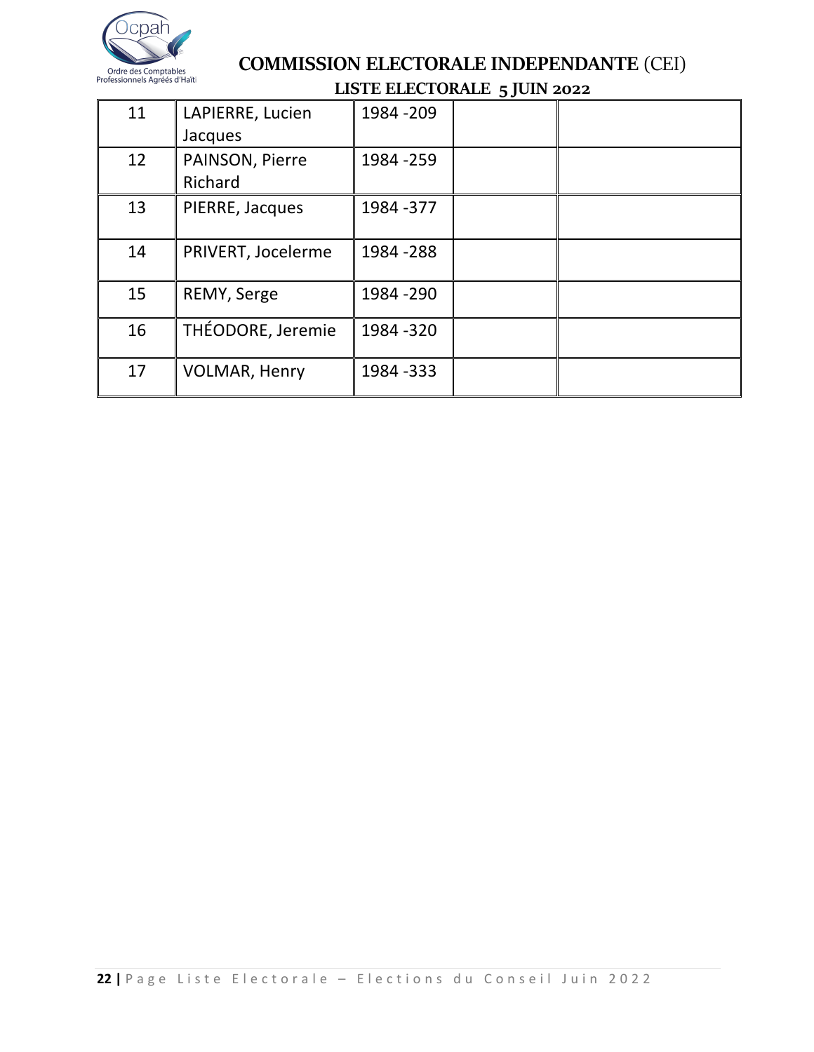**COMMISSION ELECTORALE INDEPENDANTE (CEI)**

**LISTE ELECTORALE 5 JUIN 2022**

| | | | | |
|---|---|---|---|---|
| 11 | LAPIERRE, Lucien Jacques | 1984 -209 | | |
| 12 | PAINSON, Pierre Richard | 1984 -259 | | |
| 13 | PIERRE, Jacques | 1984 -377 | | |
| 14 | PRIVERT, Jocelerme | 1984 -288 | | |
| 15 | REMY, Serge | 1984 -290 | | |
| 16 | THÉODORE, Jeremie | 1984 -320 | | |
| 17 | VOLMAR, Henry | 1984 -333 | | |